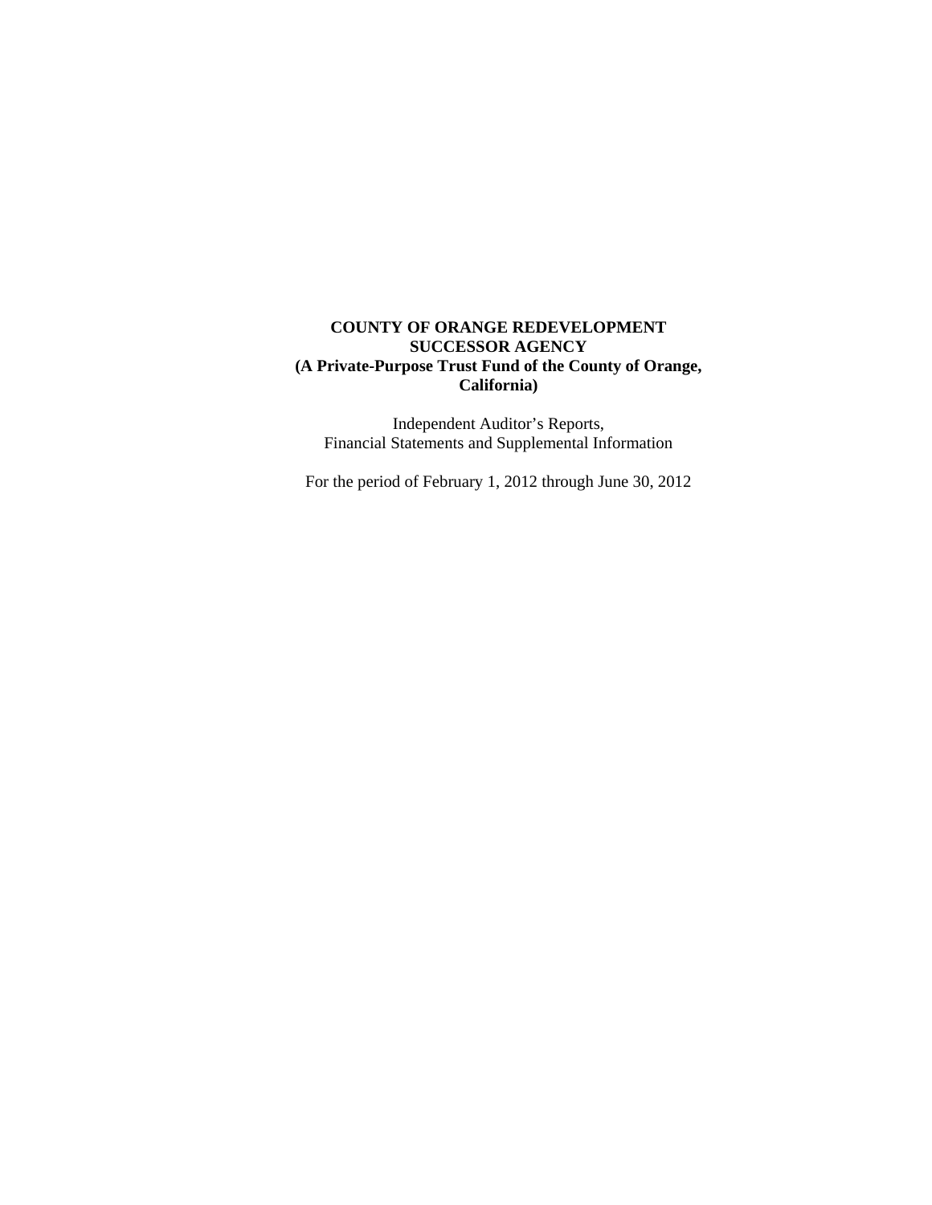# COUNTY OF ORANGE REDEVELOPMENT SUCCESSOR AGENCY
## (A Private-Purpose Trust Fund of the County of Orange, California)

Independent Auditor's Reports,
Financial Statements and Supplemental Information

For the period of February 1, 2012 through June 30, 2012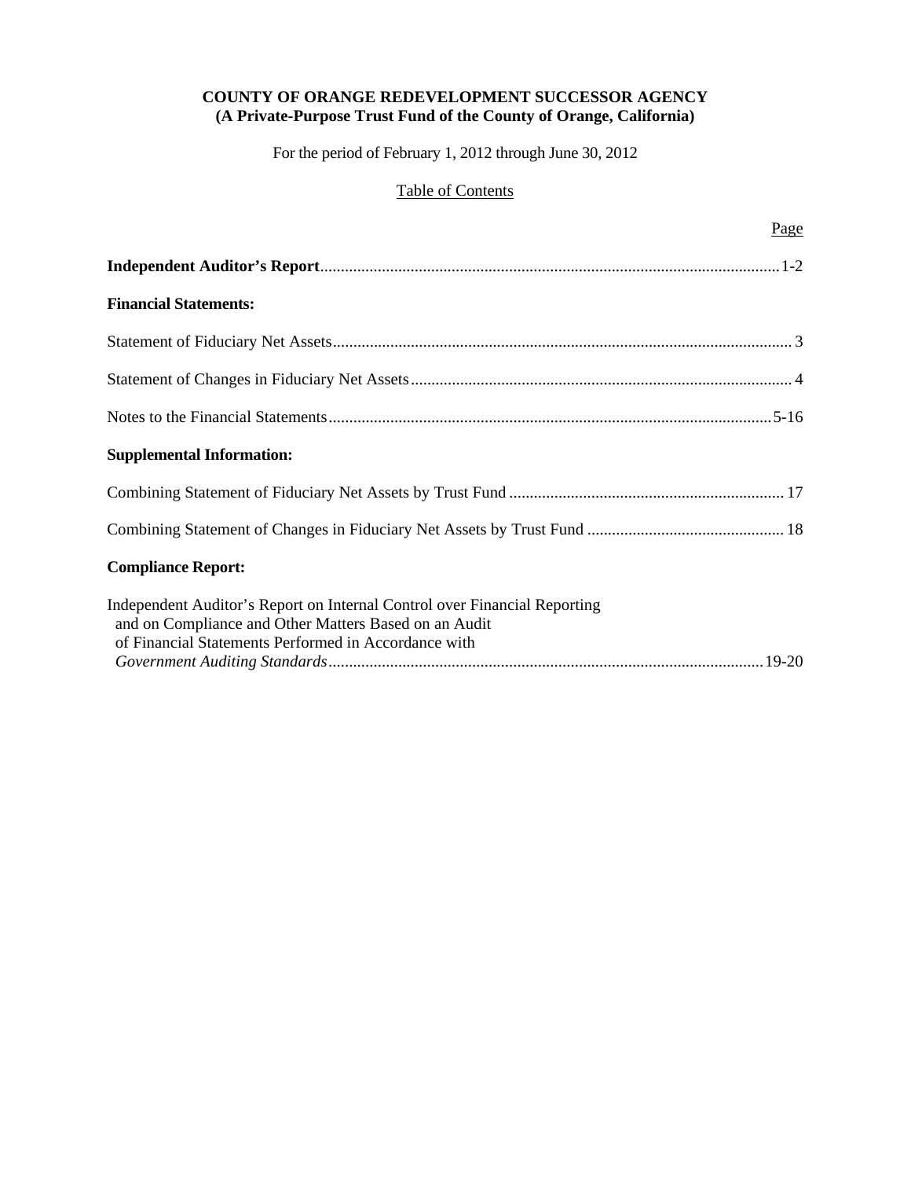**COUNTY OF ORANGE REDEVELOPMENT SUCCESSOR AGENCY**
**(A Private-Purpose Trust Fund of the County of Orange, California)**

For the period of February 1, 2012 through June 30, 2012

Table of Contents

| | Page |
|---|---|
| **Independent Auditor's Report** | 1-2 |
| **Financial Statements:** | |
| Statement of Fiduciary Net Assets | 3 |
| Statement of Changes in Fiduciary Net Assets | 4 |
| Notes to the Financial Statements | 5-16 |
| **Supplemental Information:** | |
| Combining Statement of Fiduciary Net Assets by Trust Fund | 17 |
| Combining Statement of Changes in Fiduciary Net Assets by Trust Fund | 18 |
| **Compliance Report:** | |
| Independent Auditor's Report on Internal Control over Financial Reporting and on Compliance and Other Matters Based on an Audit of Financial Statements Performed in Accordance with *Government Auditing Standards* | 19-20 |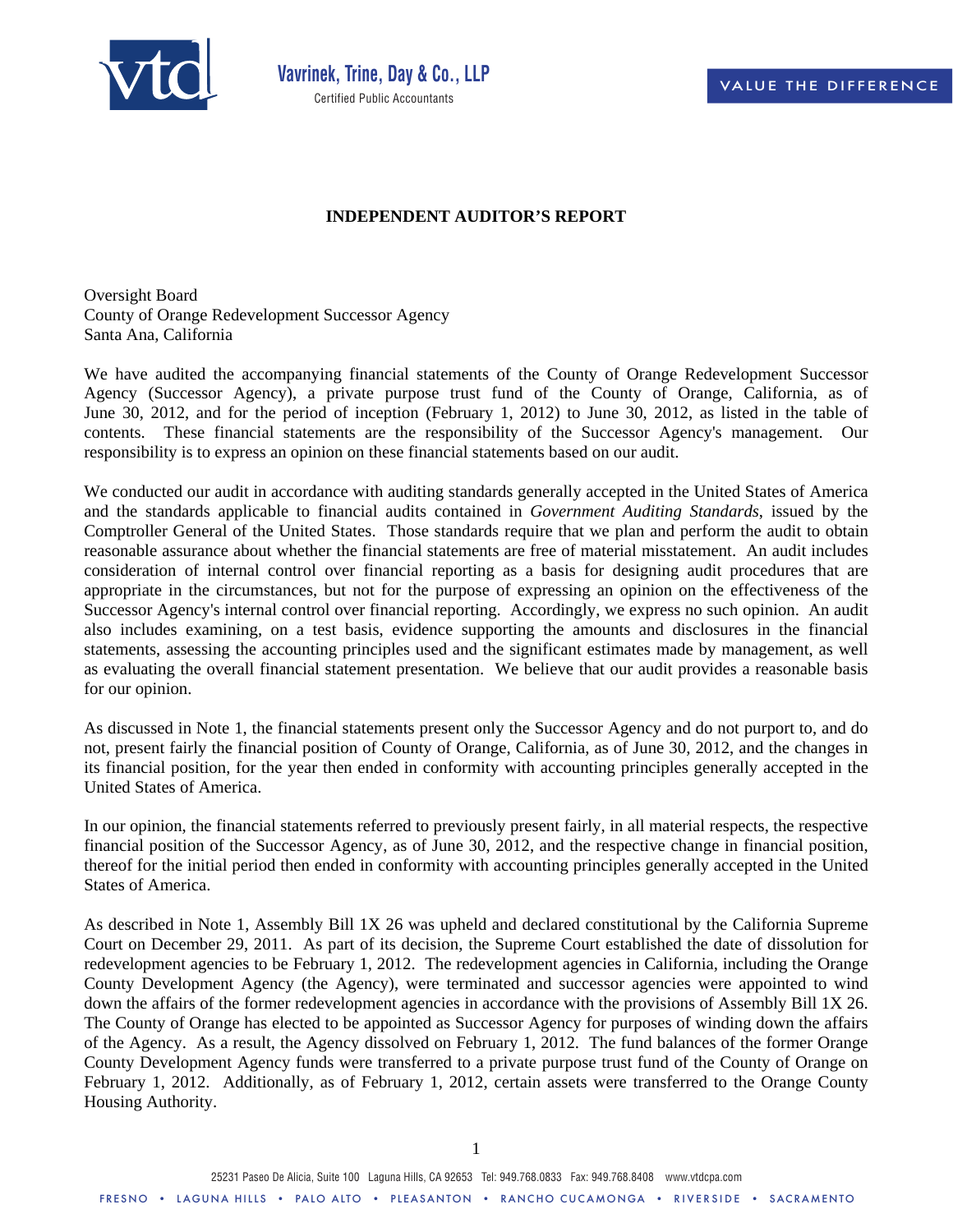Vavrinek, Trine, Day & Co., LLP
Certified Public Accountants

VALUE THE DIFFERENCE

# INDEPENDENT AUDITOR'S REPORT

Oversight Board
County of Orange Redevelopment Successor Agency
Santa Ana, California

We have audited the accompanying financial statements of the County of Orange Redevelopment Successor Agency (Successor Agency), a private purpose trust fund of the County of Orange, California, as of June 30, 2012, and for the period of inception (February 1, 2012) to June 30, 2012, as listed in the table of contents. These financial statements are the responsibility of the Successor Agency's management. Our responsibility is to express an opinion on these financial statements based on our audit.

We conducted our audit in accordance with auditing standards generally accepted in the United States of America and the standards applicable to financial audits contained in *Government Auditing Standards*, issued by the Comptroller General of the United States. Those standards require that we plan and perform the audit to obtain reasonable assurance about whether the financial statements are free of material misstatement. An audit includes consideration of internal control over financial reporting as a basis for designing audit procedures that are appropriate in the circumstances, but not for the purpose of expressing an opinion on the effectiveness of the Successor Agency's internal control over financial reporting. Accordingly, we express no such opinion. An audit also includes examining, on a test basis, evidence supporting the amounts and disclosures in the financial statements, assessing the accounting principles used and the significant estimates made by management, as well as evaluating the overall financial statement presentation. We believe that our audit provides a reasonable basis for our opinion.

As discussed in Note 1, the financial statements present only the Successor Agency and do not purport to, and do not, present fairly the financial position of County of Orange, California, as of June 30, 2012, and the changes in its financial position, for the year then ended in conformity with accounting principles generally accepted in the United States of America.

In our opinion, the financial statements referred to previously present fairly, in all material respects, the respective financial position of the Successor Agency, as of June 30, 2012, and the respective change in financial position, thereof for the initial period then ended in conformity with accounting principles generally accepted in the United States of America.

As described in Note 1, Assembly Bill 1X 26 was upheld and declared constitutional by the California Supreme Court on December 29, 2011. As part of its decision, the Supreme Court established the date of dissolution for redevelopment agencies to be February 1, 2012. The redevelopment agencies in California, including the Orange County Development Agency (the Agency), were terminated and successor agencies were appointed to wind down the affairs of the former redevelopment agencies in accordance with the provisions of Assembly Bill 1X 26. The County of Orange has elected to be appointed as Successor Agency for purposes of winding down the affairs of the Agency. As a result, the Agency dissolved on February 1, 2012. The fund balances of the former Orange County Development Agency funds were transferred to a private purpose trust fund of the County of Orange on February 1, 2012. Additionally, as of February 1, 2012, certain assets were transferred to the Orange County Housing Authority.

25231 Paseo De Alicia, Suite 100 Laguna Hills, CA 92653 Tel: 949.768.0833 Fax: 949.768.8408 www.vtdcpa.com

FRESNO • LAGUNA HILLS • PALO ALTO • PLEASANTON • RANCHO CUCAMONGA • RIVERSIDE • SACRAMENTO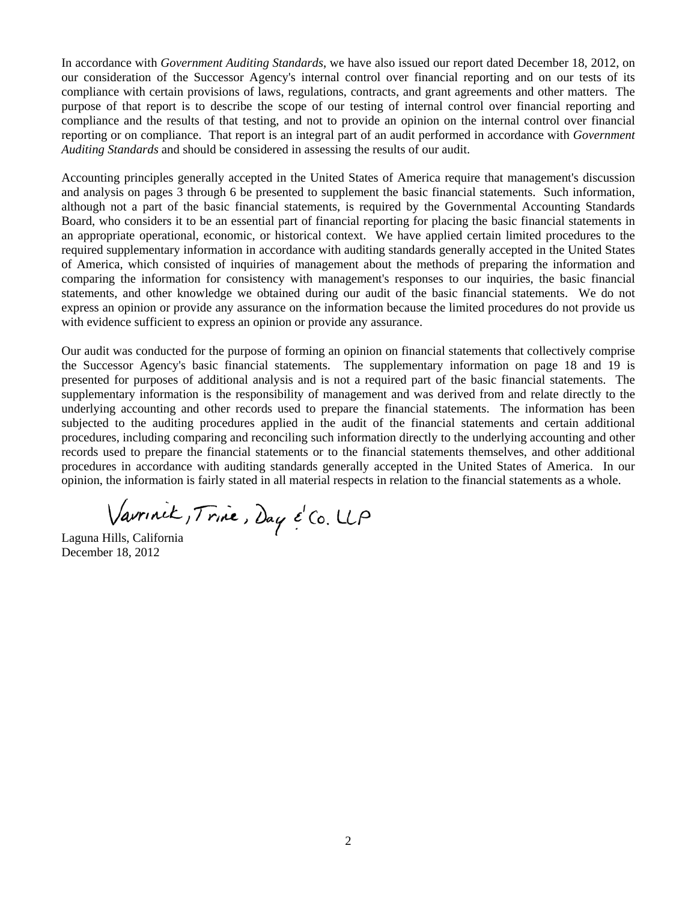In accordance with *Government Auditing Standards*, we have also issued our report dated December 18, 2012, on our consideration of the Successor Agency's internal control over financial reporting and on our tests of its compliance with certain provisions of laws, regulations, contracts, and grant agreements and other matters. The purpose of that report is to describe the scope of our testing of internal control over financial reporting and compliance and the results of that testing, and not to provide an opinion on the internal control over financial reporting or on compliance. That report is an integral part of an audit performed in accordance with *Government Auditing Standards* and should be considered in assessing the results of our audit.

Accounting principles generally accepted in the United States of America require that management's discussion and analysis on pages 3 through 6 be presented to supplement the basic financial statements. Such information, although not a part of the basic financial statements, is required by the Governmental Accounting Standards Board, who considers it to be an essential part of financial reporting for placing the basic financial statements in an appropriate operational, economic, or historical context. We have applied certain limited procedures to the required supplementary information in accordance with auditing standards generally accepted in the United States of America, which consisted of inquiries of management about the methods of preparing the information and comparing the information for consistency with management's responses to our inquiries, the basic financial statements, and other knowledge we obtained during our audit of the basic financial statements. We do not express an opinion or provide any assurance on the information because the limited procedures do not provide us with evidence sufficient to express an opinion or provide any assurance.

Our audit was conducted for the purpose of forming an opinion on financial statements that collectively comprise the Successor Agency's basic financial statements. The supplementary information on page 18 and 19 is presented for purposes of additional analysis and is not a required part of the basic financial statements. The supplementary information is the responsibility of management and was derived from and relate directly to the underlying accounting and other records used to prepare the financial statements. The information has been subjected to the auditing procedures applied in the audit of the financial statements and certain additional procedures, including comparing and reconciling such information directly to the underlying accounting and other records used to prepare the financial statements or to the financial statements themselves, and other additional procedures in accordance with auditing standards generally accepted in the United States of America. In our opinion, the information is fairly stated in all material respects in relation to the financial statements as a whole.

Vavrinek, Trine, Day & Co. LLP

Laguna Hills, California
December 18, 2012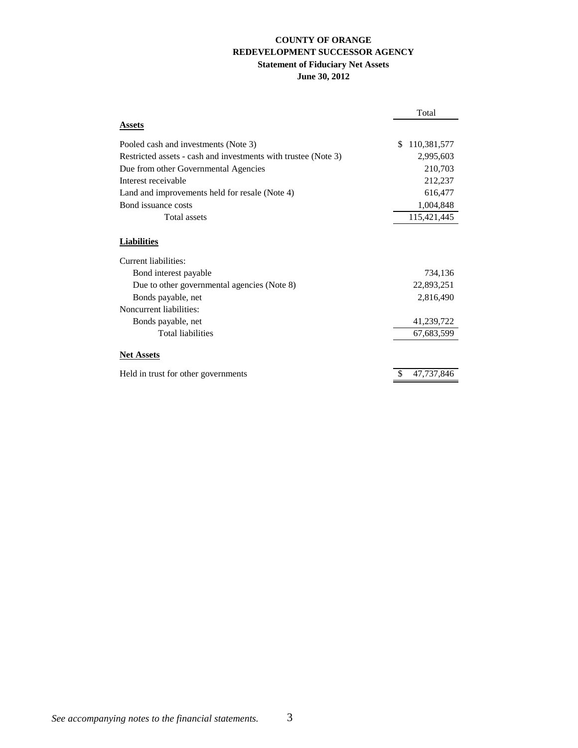**COUNTY OF ORANGE**
**REDEVELOPMENT SUCCESSOR AGENCY**
**Statement of Fiduciary Net Assets**
**June 30, 2012**

| | Total |
|---|---|
| **Assets** | |
| Pooled cash and investments (Note 3) | $ 110,381,577 |
| Restricted assets - cash and investments with trustee (Note 3) | 2,995,603 |
| Due from other Governmental Agencies | 210,703 |
| Interest receivable | 212,237 |
| Land and improvements held for resale (Note 4) | 616,477 |
| Bond issuance costs | 1,004,848 |
| Total assets | 115,421,445 |
| **Liabilities** | |
| Current liabilities: | |
| Bond interest payable | 734,136 |
| Due to other governmental agencies (Note 8) | 22,893,251 |
| Bonds payable, net | 2,816,490 |
| Noncurrent liabilities: | |
| Bonds payable, net | 41,239,722 |
| Total liabilities | 67,683,599 |
| **Net Assets** | |
| Held in trust for other governments | $ 47,737,846 |

*See accompanying notes to the financial statements.*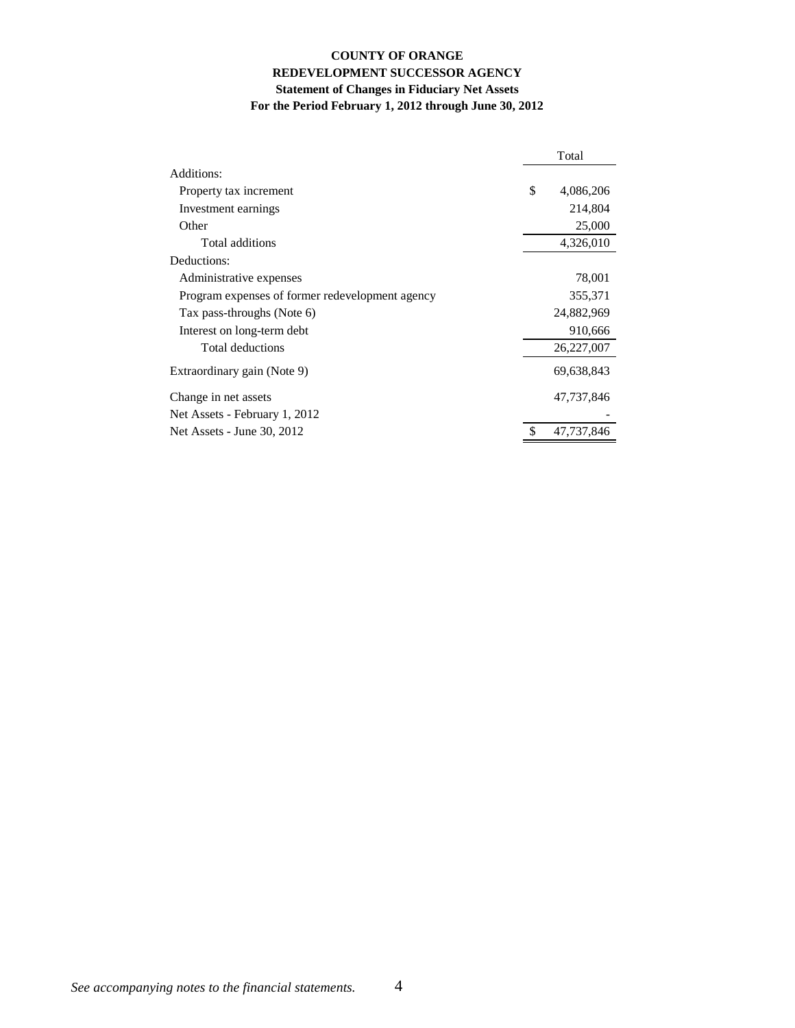**COUNTY OF ORANGE**
**REDEVELOPMENT SUCCESSOR AGENCY**
**Statement of Changes in Fiduciary Net Assets**
**For the Period February 1, 2012 through June 30, 2012**

| | Total |
|---|---|
| Additions: | |
| Property tax increment | $ 4,086,206 |
| Investment earnings | 214,804 |
| Other | 25,000 |
| Total additions | 4,326,010 |
| Deductions: | |
| Administrative expenses | 78,001 |
| Program expenses of former redevelopment agency | 355,371 |
| Tax pass-throughs (Note 6) | 24,882,969 |
| Interest on long-term debt | 910,666 |
| Total deductions | 26,227,007 |
| Extraordinary gain (Note 9) | 69,638,843 |
| Change in net assets | 47,737,846 |
| Net Assets - February 1, 2012 | - |
| Net Assets - June 30, 2012 | $ 47,737,846 |

*See accompanying notes to the financial statements.*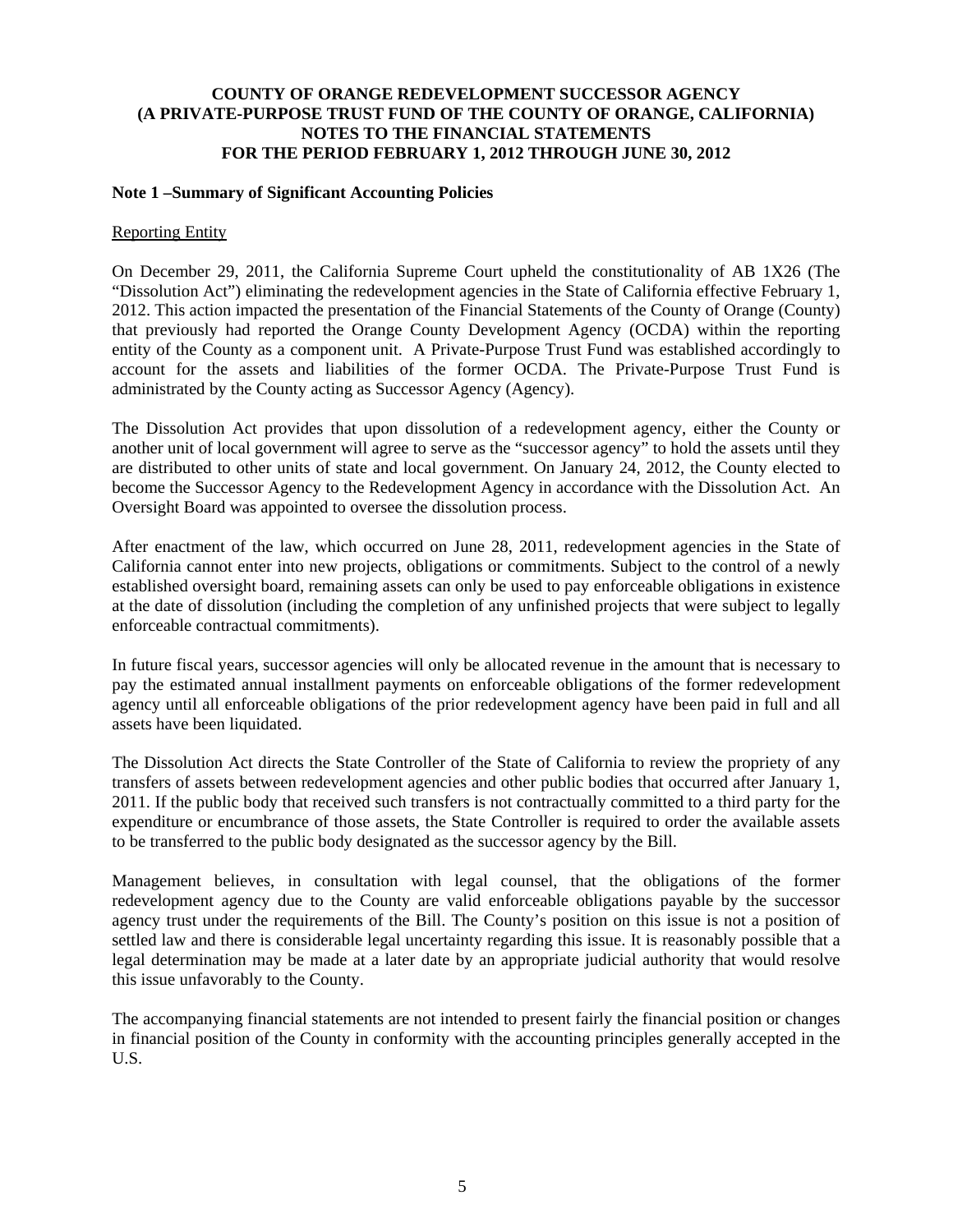**COUNTY OF ORANGE REDEVELOPMENT SUCCESSOR AGENCY**
**(A PRIVATE-PURPOSE TRUST FUND OF THE COUNTY OF ORANGE, CALIFORNIA)**
**NOTES TO THE FINANCIAL STATEMENTS**
**FOR THE PERIOD FEBRUARY 1, 2012 THROUGH JUNE 30, 2012**

**Note 1 –Summary of Significant Accounting Policies**

Reporting Entity

On December 29, 2011, the California Supreme Court upheld the constitutionality of AB 1X26 (The "Dissolution Act") eliminating the redevelopment agencies in the State of California effective February 1, 2012. This action impacted the presentation of the Financial Statements of the County of Orange (County) that previously had reported the Orange County Development Agency (OCDA) within the reporting entity of the County as a component unit. A Private-Purpose Trust Fund was established accordingly to account for the assets and liabilities of the former OCDA. The Private-Purpose Trust Fund is administrated by the County acting as Successor Agency (Agency).

The Dissolution Act provides that upon dissolution of a redevelopment agency, either the County or another unit of local government will agree to serve as the "successor agency" to hold the assets until they are distributed to other units of state and local government. On January 24, 2012, the County elected to become the Successor Agency to the Redevelopment Agency in accordance with the Dissolution Act. An Oversight Board was appointed to oversee the dissolution process.

After enactment of the law, which occurred on June 28, 2011, redevelopment agencies in the State of California cannot enter into new projects, obligations or commitments. Subject to the control of a newly established oversight board, remaining assets can only be used to pay enforceable obligations in existence at the date of dissolution (including the completion of any unfinished projects that were subject to legally enforceable contractual commitments).

In future fiscal years, successor agencies will only be allocated revenue in the amount that is necessary to pay the estimated annual installment payments on enforceable obligations of the former redevelopment agency until all enforceable obligations of the prior redevelopment agency have been paid in full and all assets have been liquidated.

The Dissolution Act directs the State Controller of the State of California to review the propriety of any transfers of assets between redevelopment agencies and other public bodies that occurred after January 1, 2011. If the public body that received such transfers is not contractually committed to a third party for the expenditure or encumbrance of those assets, the State Controller is required to order the available assets to be transferred to the public body designated as the successor agency by the Bill.

Management believes, in consultation with legal counsel, that the obligations of the former redevelopment agency due to the County are valid enforceable obligations payable by the successor agency trust under the requirements of the Bill. The County's position on this issue is not a position of settled law and there is considerable legal uncertainty regarding this issue. It is reasonably possible that a legal determination may be made at a later date by an appropriate judicial authority that would resolve this issue unfavorably to the County.

The accompanying financial statements are not intended to present fairly the financial position or changes in financial position of the County in conformity with the accounting principles generally accepted in the U.S.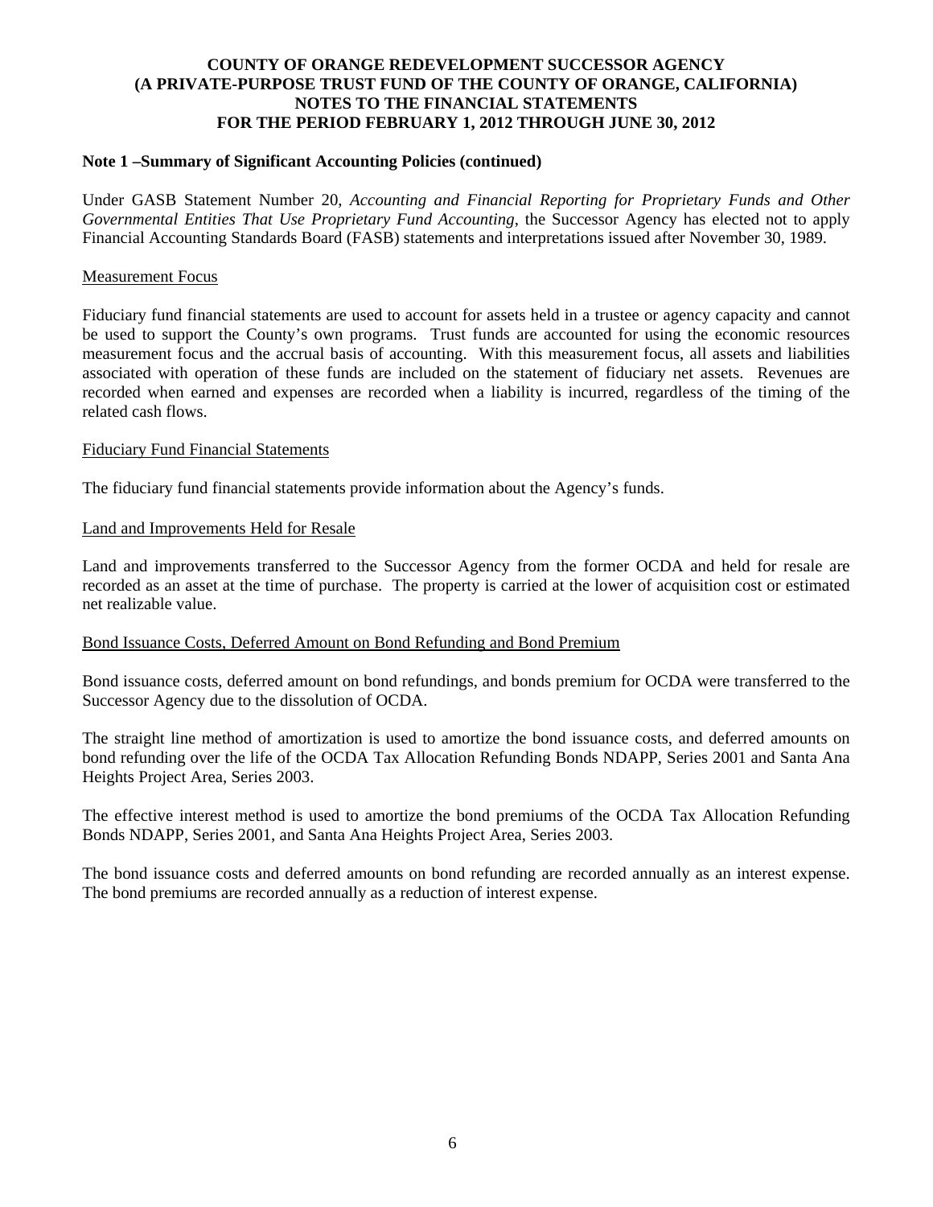**COUNTY OF ORANGE REDEVELOPMENT SUCCESSOR AGENCY**
**(A PRIVATE-PURPOSE TRUST FUND OF THE COUNTY OF ORANGE, CALIFORNIA)**
**NOTES TO THE FINANCIAL STATEMENTS**
**FOR THE PERIOD FEBRUARY 1, 2012 THROUGH JUNE 30, 2012**

**Note 1 –Summary of Significant Accounting Policies (continued)**

Under GASB Statement Number 20, *Accounting and Financial Reporting for Proprietary Funds and Other Governmental Entities That Use Proprietary Fund Accounting*, the Successor Agency has elected not to apply Financial Accounting Standards Board (FASB) statements and interpretations issued after November 30, 1989.

Measurement Focus

Fiduciary fund financial statements are used to account for assets held in a trustee or agency capacity and cannot be used to support the County's own programs. Trust funds are accounted for using the economic resources measurement focus and the accrual basis of accounting. With this measurement focus, all assets and liabilities associated with operation of these funds are included on the statement of fiduciary net assets. Revenues are recorded when earned and expenses are recorded when a liability is incurred, regardless of the timing of the related cash flows.

Fiduciary Fund Financial Statements

The fiduciary fund financial statements provide information about the Agency's funds.

Land and Improvements Held for Resale

Land and improvements transferred to the Successor Agency from the former OCDA and held for resale are recorded as an asset at the time of purchase. The property is carried at the lower of acquisition cost or estimated net realizable value.

Bond Issuance Costs, Deferred Amount on Bond Refunding and Bond Premium

Bond issuance costs, deferred amount on bond refundings, and bonds premium for OCDA were transferred to the Successor Agency due to the dissolution of OCDA.

The straight line method of amortization is used to amortize the bond issuance costs, and deferred amounts on bond refunding over the life of the OCDA Tax Allocation Refunding Bonds NDAPP, Series 2001 and Santa Ana Heights Project Area, Series 2003.

The effective interest method is used to amortize the bond premiums of the OCDA Tax Allocation Refunding Bonds NDAPP, Series 2001, and Santa Ana Heights Project Area, Series 2003.

The bond issuance costs and deferred amounts on bond refunding are recorded annually as an interest expense. The bond premiums are recorded annually as a reduction of interest expense.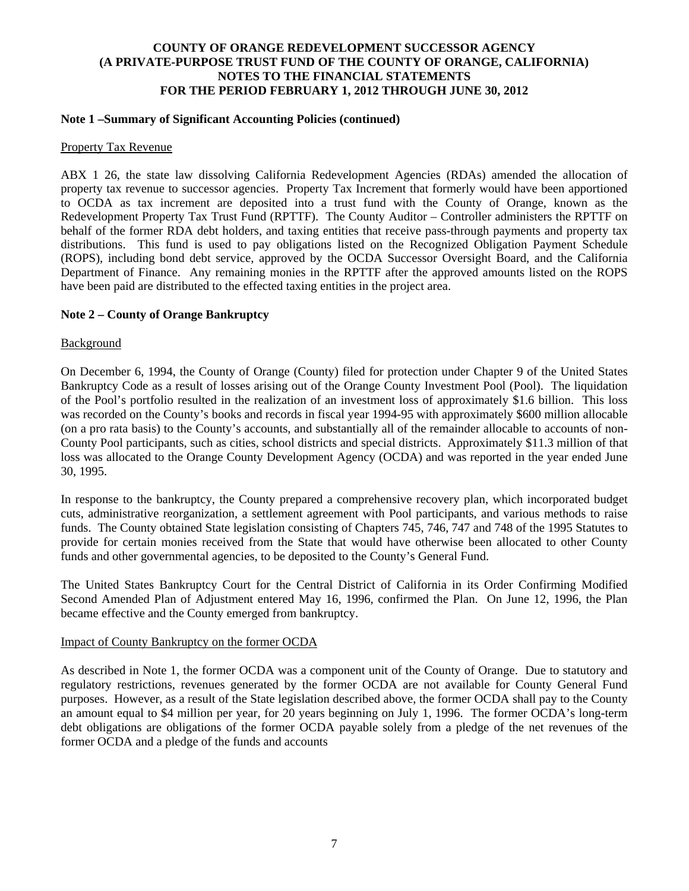**Note 1 –Summary of Significant Accounting Policies (continued)**

Property Tax Revenue

ABX 1 26, the state law dissolving California Redevelopment Agencies (RDAs) amended the allocation of property tax revenue to successor agencies. Property Tax Increment that formerly would have been apportioned to OCDA as tax increment are deposited into a trust fund with the County of Orange, known as the Redevelopment Property Tax Trust Fund (RPTTF). The County Auditor – Controller administers the RPTTF on behalf of the former RDA debt holders, and taxing entities that receive pass-through payments and property tax distributions. This fund is used to pay obligations listed on the Recognized Obligation Payment Schedule (ROPS), including bond debt service, approved by the OCDA Successor Oversight Board, and the California Department of Finance. Any remaining monies in the RPTTF after the approved amounts listed on the ROPS have been paid are distributed to the effected taxing entities in the project area.

**Note 2 – County of Orange Bankruptcy**

Background

On December 6, 1994, the County of Orange (County) filed for protection under Chapter 9 of the United States Bankruptcy Code as a result of losses arising out of the Orange County Investment Pool (Pool). The liquidation of the Pool's portfolio resulted in the realization of an investment loss of approximately $1.6 billion. This loss was recorded on the County's books and records in fiscal year 1994-95 with approximately $600 million allocable (on a pro rata basis) to the County's accounts, and substantially all of the remainder allocable to accounts of non-County Pool participants, such as cities, school districts and special districts. Approximately $11.3 million of that loss was allocated to the Orange County Development Agency (OCDA) and was reported in the year ended June 30, 1995.

In response to the bankruptcy, the County prepared a comprehensive recovery plan, which incorporated budget cuts, administrative reorganization, a settlement agreement with Pool participants, and various methods to raise funds. The County obtained State legislation consisting of Chapters 745, 746, 747 and 748 of the 1995 Statutes to provide for certain monies received from the State that would have otherwise been allocated to other County funds and other governmental agencies, to be deposited to the County's General Fund.

The United States Bankruptcy Court for the Central District of California in its Order Confirming Modified Second Amended Plan of Adjustment entered May 16, 1996, confirmed the Plan. On June 12, 1996, the Plan became effective and the County emerged from bankruptcy.

Impact of County Bankruptcy on the former OCDA

As described in Note 1, the former OCDA was a component unit of the County of Orange. Due to statutory and regulatory restrictions, revenues generated by the former OCDA are not available for County General Fund purposes. However, as a result of the State legislation described above, the former OCDA shall pay to the County an amount equal to $4 million per year, for 20 years beginning on July 1, 1996. The former OCDA's long-term debt obligations are obligations of the former OCDA payable solely from a pledge of the net revenues of the former OCDA and a pledge of the funds and accounts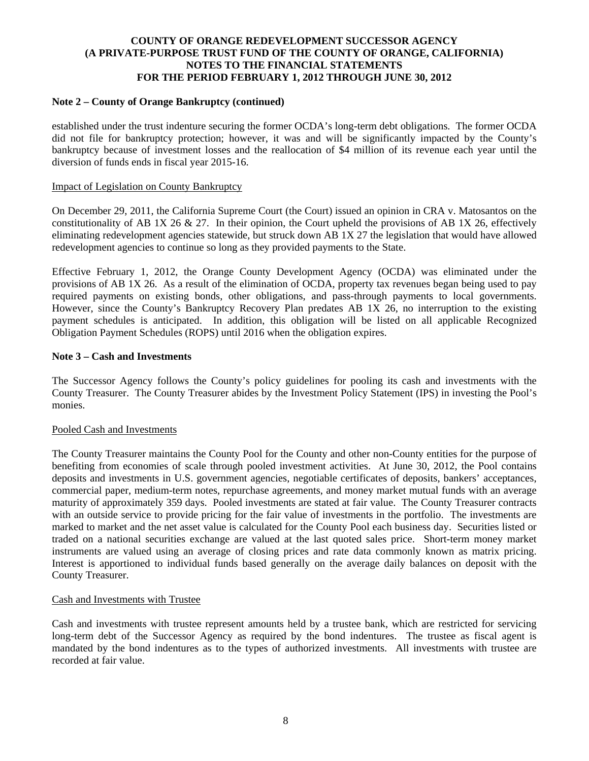### Note 2 – County of Orange Bankruptcy (continued)

established under the trust indenture securing the former OCDA's long-term debt obligations. The former OCDA did not file for bankruptcy protection; however, it was and will be significantly impacted by the County's bankruptcy because of investment losses and the reallocation of $4 million of its revenue each year until the diversion of funds ends in fiscal year 2015-16.

Impact of Legislation on County Bankruptcy

On December 29, 2011, the California Supreme Court (the Court) issued an opinion in CRA v. Matosantos on the constitutionality of AB 1X 26 & 27. In their opinion, the Court upheld the provisions of AB 1X 26, effectively eliminating redevelopment agencies statewide, but struck down AB 1X 27 the legislation that would have allowed redevelopment agencies to continue so long as they provided payments to the State.

Effective February 1, 2012, the Orange County Development Agency (OCDA) was eliminated under the provisions of AB 1X 26. As a result of the elimination of OCDA, property tax revenues began being used to pay required payments on existing bonds, other obligations, and pass-through payments to local governments. However, since the County's Bankruptcy Recovery Plan predates AB 1X 26, no interruption to the existing payment schedules is anticipated. In addition, this obligation will be listed on all applicable Recognized Obligation Payment Schedules (ROPS) until 2016 when the obligation expires.

### Note 3 – Cash and Investments

The Successor Agency follows the County's policy guidelines for pooling its cash and investments with the County Treasurer. The County Treasurer abides by the Investment Policy Statement (IPS) in investing the Pool's monies.

Pooled Cash and Investments

The County Treasurer maintains the County Pool for the County and other non-County entities for the purpose of benefiting from economies of scale through pooled investment activities. At June 30, 2012, the Pool contains deposits and investments in U.S. government agencies, negotiable certificates of deposits, bankers' acceptances, commercial paper, medium-term notes, repurchase agreements, and money market mutual funds with an average maturity of approximately 359 days. Pooled investments are stated at fair value. The County Treasurer contracts with an outside service to provide pricing for the fair value of investments in the portfolio. The investments are marked to market and the net asset value is calculated for the County Pool each business day. Securities listed or traded on a national securities exchange are valued at the last quoted sales price. Short-term money market instruments are valued using an average of closing prices and rate data commonly known as matrix pricing. Interest is apportioned to individual funds based generally on the average daily balances on deposit with the County Treasurer.

Cash and Investments with Trustee

Cash and investments with trustee represent amounts held by a trustee bank, which are restricted for servicing long-term debt of the Successor Agency as required by the bond indentures. The trustee as fiscal agent is mandated by the bond indentures as to the types of authorized investments. All investments with trustee are recorded at fair value.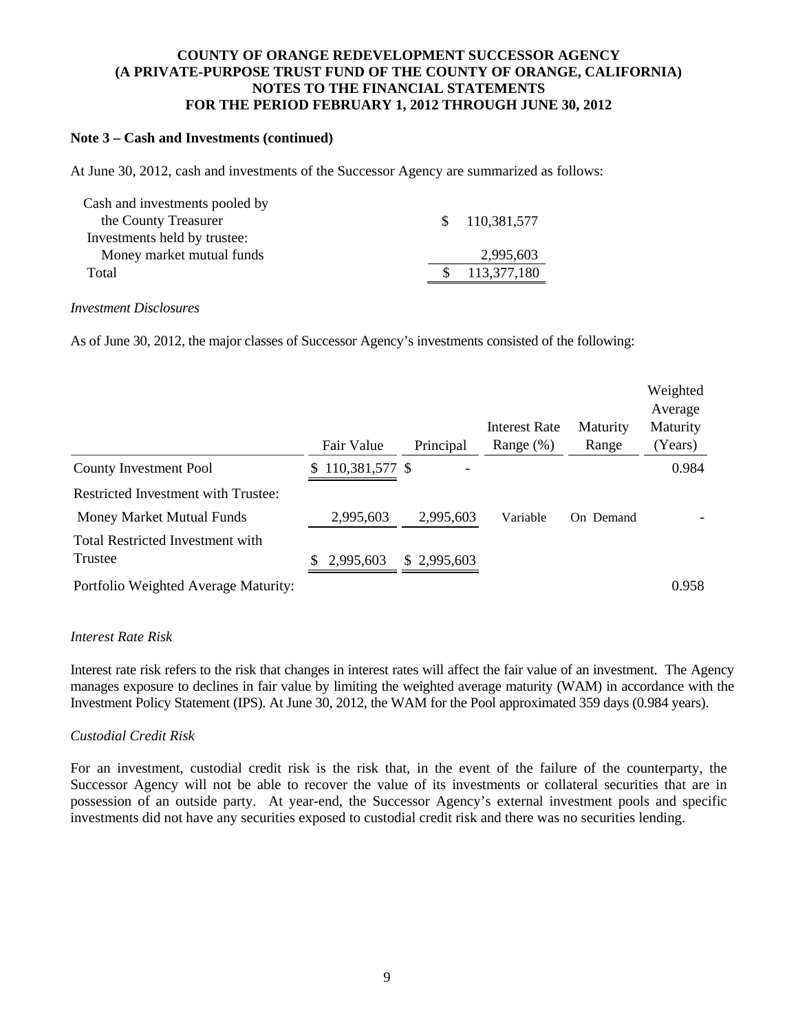# COUNTY OF ORANGE REDEVELOPMENT SUCCESSOR AGENCY
# (A PRIVATE-PURPOSE TRUST FUND OF THE COUNTY OF ORANGE, CALIFORNIA)
# NOTES TO THE FINANCIAL STATEMENTS
# FOR THE PERIOD FEBRUARY 1, 2012 THROUGH JUNE 30, 2012

**Note 3 – Cash and Investments (continued)**

At June 30, 2012, cash and investments of the Successor Agency are summarized as follows:

| | |
|---|---|
| Cash and investments pooled by the County Treasurer | $ 110,381,577 |
| Investments held by trustee: | |
| Money market mutual funds | 2,995,603 |
| Total | $ 113,377,180 |

*Investment Disclosures*

As of June 30, 2012, the major classes of Successor Agency's investments consisted of the following:

| | Fair Value | Principal | Interest Rate Range (%) | Maturity Range | Weighted Average Maturity (Years) |
|---|---|---|---|---|---|
| County Investment Pool | $ 110,381,577 | $ - | | | 0.984 |
| Restricted Investment with Trustee: | | | | | |
| Money Market Mutual Funds | 2,995,603 | 2,995,603 | Variable | On Demand | - |
| Total Restricted Investment with Trustee | $ 2,995,603 | $ 2,995,603 | | | |
| Portfolio Weighted Average Maturity: | | | | | 0.958 |

*Interest Rate Risk*

Interest rate risk refers to the risk that changes in interest rates will affect the fair value of an investment. The Agency manages exposure to declines in fair value by limiting the weighted average maturity (WAM) in accordance with the Investment Policy Statement (IPS). At June 30, 2012, the WAM for the Pool approximated 359 days (0.984 years).

*Custodial Credit Risk*

For an investment, custodial credit risk is the risk that, in the event of the failure of the counterparty, the Successor Agency will not be able to recover the value of its investments or collateral securities that are in possession of an outside party. At year-end, the Successor Agency's external investment pools and specific investments did not have any securities exposed to custodial credit risk and there was no securities lending.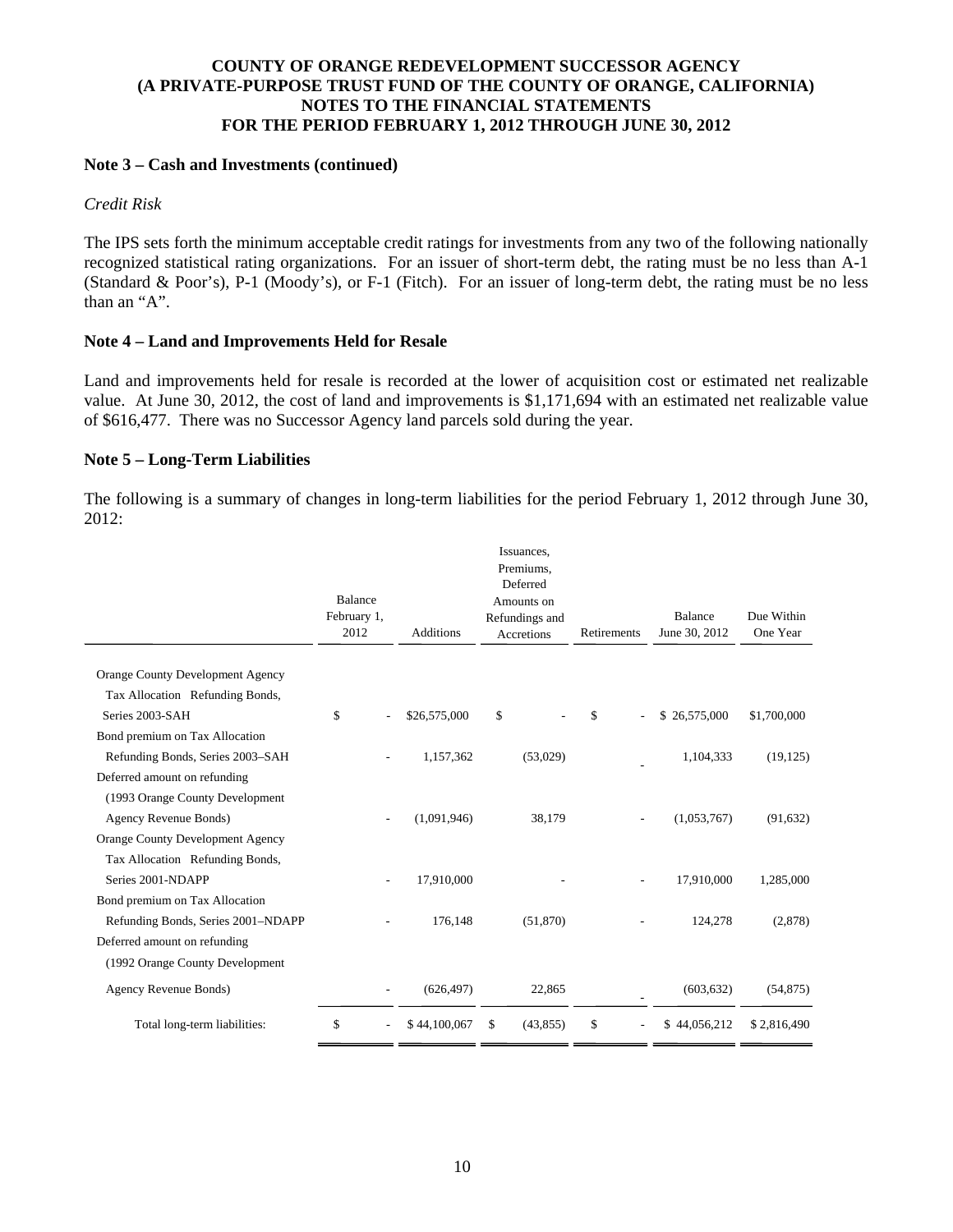**COUNTY OF ORANGE REDEVELOPMENT SUCCESSOR AGENCY**
**(A PRIVATE-PURPOSE TRUST FUND OF THE COUNTY OF ORANGE, CALIFORNIA)**
**NOTES TO THE FINANCIAL STATEMENTS**
**FOR THE PERIOD FEBRUARY 1, 2012 THROUGH JUNE 30, 2012**

**Note 3 – Cash and Investments (continued)**

*Credit Risk*

The IPS sets forth the minimum acceptable credit ratings for investments from any two of the following nationally recognized statistical rating organizations. For an issuer of short-term debt, the rating must be no less than A-1 (Standard & Poor's), P-1 (Moody's), or F-1 (Fitch). For an issuer of long-term debt, the rating must be no less than an "A".

**Note 4 – Land and Improvements Held for Resale**

Land and improvements held for resale is recorded at the lower of acquisition cost or estimated net realizable value. At June 30, 2012, the cost of land and improvements is $1,171,694 with an estimated net realizable value of $616,477. There was no Successor Agency land parcels sold during the year.

**Note 5 – Long-Term Liabilities**

The following is a summary of changes in long-term liabilities for the period February 1, 2012 through June 30, 2012:

| | Balance February 1, 2012 | Additions | Issuances, Premiums, Deferred Amounts on Refundings and Accretions | Retirements | Balance June 30, 2012 | Due Within One Year |
|---|---|---|---|---|---|---|
| Orange County Development Agency Tax Allocation Refunding Bonds, Series 2003-SAH | $ - | $26,575,000 | $ - | $ - | $ 26,575,000 | $1,700,000 |
| Bond premium on Tax Allocation Refunding Bonds, Series 2003–SAH | - | 1,157,362 | (53,029) | - | 1,104,333 | (19,125) |
| Deferred amount on refunding (1993 Orange County Development Agency Revenue Bonds) | - | (1,091,946) | 38,179 | - | (1,053,767) | (91,632) |
| Orange County Development Agency Tax Allocation Refunding Bonds, Series 2001-NDAPP | - | 17,910,000 | - | - | 17,910,000 | 1,285,000 |
| Bond premium on Tax Allocation Refunding Bonds, Series 2001–NDAPP | - | 176,148 | (51,870) | - | 124,278 | (2,878) |
| Deferred amount on refunding (1992 Orange County Development Agency Revenue Bonds) | - | (626,497) | 22,865 | - | (603,632) | (54,875) |
| Total long-term liabilities: | $ - | $ 44,100,067 | $ (43,855) | $ - | $ 44,056,212 | $ 2,816,490 |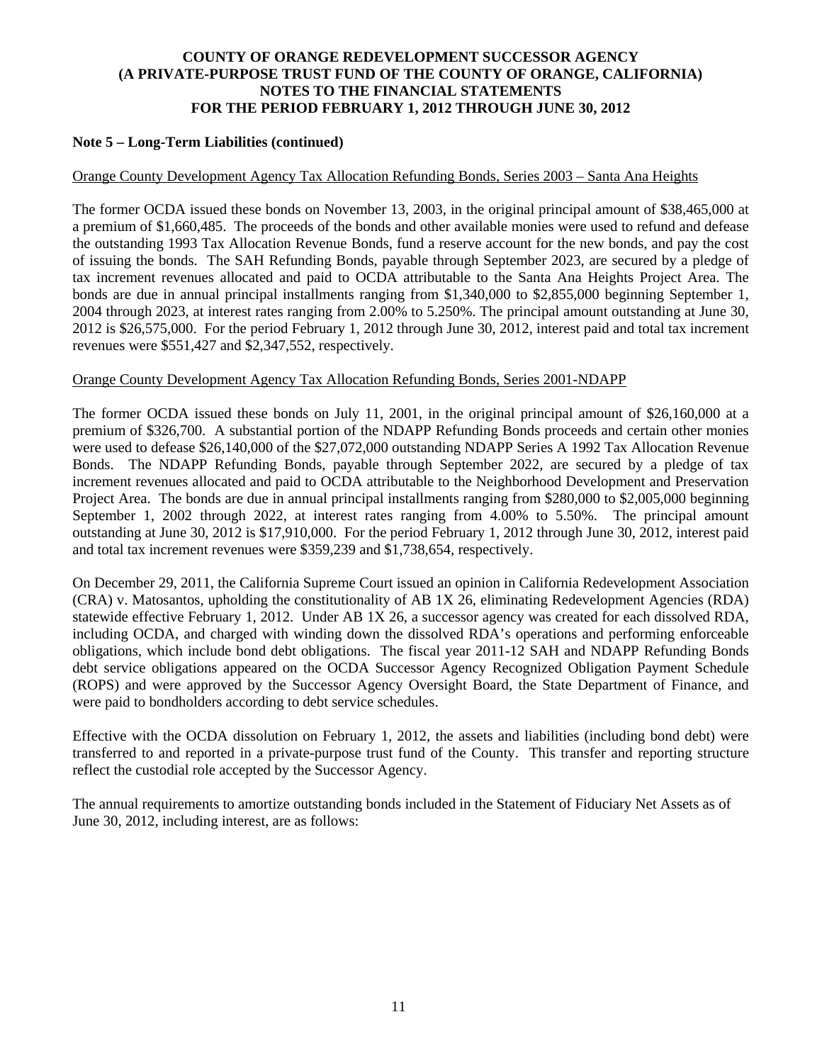**COUNTY OF ORANGE REDEVELOPMENT SUCCESSOR AGENCY**
**(A PRIVATE-PURPOSE TRUST FUND OF THE COUNTY OF ORANGE, CALIFORNIA)**
**NOTES TO THE FINANCIAL STATEMENTS**
**FOR THE PERIOD FEBRUARY 1, 2012 THROUGH JUNE 30, 2012**

**Note 5 – Long-Term Liabilities (continued)**

Orange County Development Agency Tax Allocation Refunding Bonds, Series 2003 – Santa Ana Heights

The former OCDA issued these bonds on November 13, 2003, in the original principal amount of $38,465,000 at a premium of $1,660,485. The proceeds of the bonds and other available monies were used to refund and defease the outstanding 1993 Tax Allocation Revenue Bonds, fund a reserve account for the new bonds, and pay the cost of issuing the bonds. The SAH Refunding Bonds, payable through September 2023, are secured by a pledge of tax increment revenues allocated and paid to OCDA attributable to the Santa Ana Heights Project Area. The bonds are due in annual principal installments ranging from $1,340,000 to $2,855,000 beginning September 1, 2004 through 2023, at interest rates ranging from 2.00% to 5.250%. The principal amount outstanding at June 30, 2012 is $26,575,000. For the period February 1, 2012 through June 30, 2012, interest paid and total tax increment revenues were $551,427 and $2,347,552, respectively.

Orange County Development Agency Tax Allocation Refunding Bonds, Series 2001-NDAPP

The former OCDA issued these bonds on July 11, 2001, in the original principal amount of $26,160,000 at a premium of $326,700. A substantial portion of the NDAPP Refunding Bonds proceeds and certain other monies were used to defease $26,140,000 of the $27,072,000 outstanding NDAPP Series A 1992 Tax Allocation Revenue Bonds. The NDAPP Refunding Bonds, payable through September 2022, are secured by a pledge of tax increment revenues allocated and paid to OCDA attributable to the Neighborhood Development and Preservation Project Area. The bonds are due in annual principal installments ranging from $280,000 to $2,005,000 beginning September 1, 2002 through 2022, at interest rates ranging from 4.00% to 5.50%. The principal amount outstanding at June 30, 2012 is $17,910,000. For the period February 1, 2012 through June 30, 2012, interest paid and total tax increment revenues were $359,239 and $1,738,654, respectively.

On December 29, 2011, the California Supreme Court issued an opinion in California Redevelopment Association (CRA) v. Matosantos, upholding the constitutionality of AB 1X 26, eliminating Redevelopment Agencies (RDA) statewide effective February 1, 2012. Under AB 1X 26, a successor agency was created for each dissolved RDA, including OCDA, and charged with winding down the dissolved RDA's operations and performing enforceable obligations, which include bond debt obligations. The fiscal year 2011-12 SAH and NDAPP Refunding Bonds debt service obligations appeared on the OCDA Successor Agency Recognized Obligation Payment Schedule (ROPS) and were approved by the Successor Agency Oversight Board, the State Department of Finance, and were paid to bondholders according to debt service schedules.

Effective with the OCDA dissolution on February 1, 2012, the assets and liabilities (including bond debt) were transferred to and reported in a private-purpose trust fund of the County. This transfer and reporting structure reflect the custodial role accepted by the Successor Agency.

The annual requirements to amortize outstanding bonds included in the Statement of Fiduciary Net Assets as of June 30, 2012, including interest, are as follows: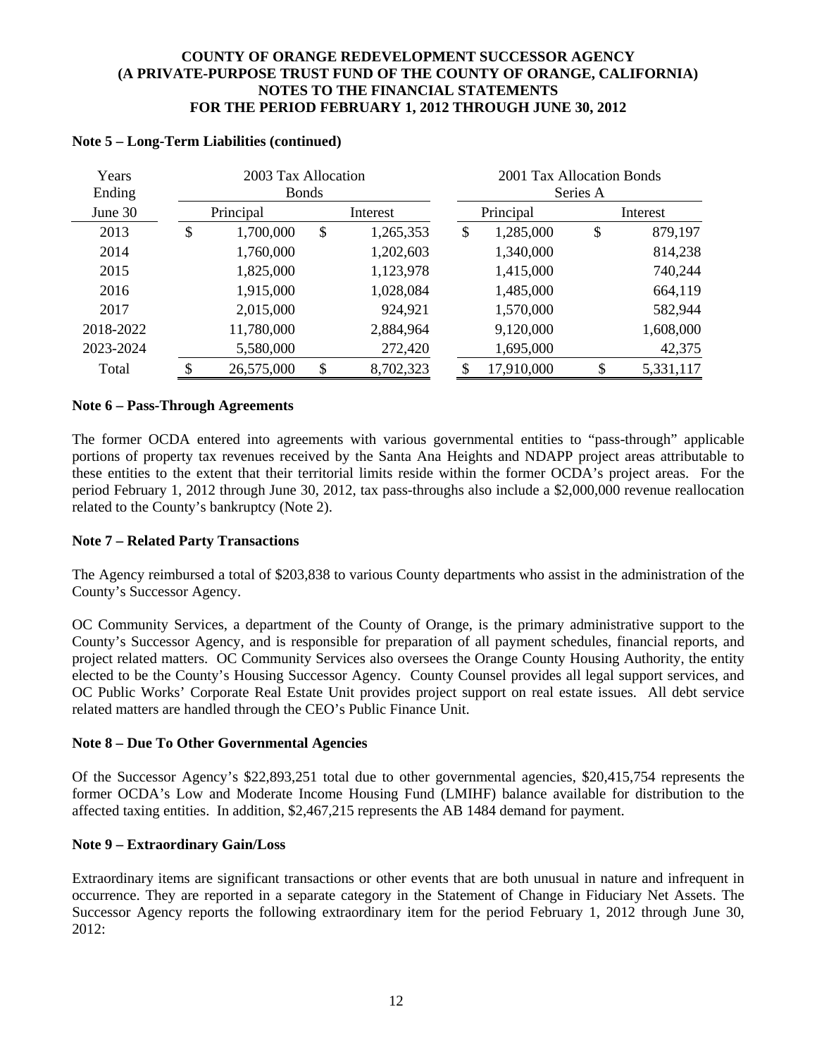## Note 5 – Long-Term Liabilities (continued)

| Years Ending June 30 | 2003 Tax Allocation Bonds | | 2001 Tax Allocation Bonds Series A | |
|---|---|---|---|---|
| | Principal | Interest | Principal | Interest |
| 2013 | $ 1,700,000 | $ 1,265,353 | $ 1,285,000 | $ 879,197 |
| 2014 | 1,760,000 | 1,202,603 | 1,340,000 | 814,238 |
| 2015 | 1,825,000 | 1,123,978 | 1,415,000 | 740,244 |
| 2016 | 1,915,000 | 1,028,084 | 1,485,000 | 664,119 |
| 2017 | 2,015,000 | 924,921 | 1,570,000 | 582,944 |
| 2018-2022 | 11,780,000 | 2,884,964 | 9,120,000 | 1,608,000 |
| 2023-2024 | 5,580,000 | 272,420 | 1,695,000 | 42,375 |
| Total | $ 26,575,000 | $ 8,702,323 | $ 17,910,000 | $ 5,331,117 |

## Note 6 – Pass-Through Agreements

The former OCDA entered into agreements with various governmental entities to "pass-through" applicable portions of property tax revenues received by the Santa Ana Heights and NDAPP project areas attributable to these entities to the extent that their territorial limits reside within the former OCDA's project areas. For the period February 1, 2012 through June 30, 2012, tax pass-throughs also include a $2,000,000 revenue reallocation related to the County's bankruptcy (Note 2).

## Note 7 – Related Party Transactions

The Agency reimbursed a total of $203,838 to various County departments who assist in the administration of the County's Successor Agency.

OC Community Services, a department of the County of Orange, is the primary administrative support to the County's Successor Agency, and is responsible for preparation of all payment schedules, financial reports, and project related matters. OC Community Services also oversees the Orange County Housing Authority, the entity elected to be the County's Housing Successor Agency. County Counsel provides all legal support services, and OC Public Works' Corporate Real Estate Unit provides project support on real estate issues. All debt service related matters are handled through the CEO's Public Finance Unit.

## Note 8 – Due To Other Governmental Agencies

Of the Successor Agency's $22,893,251 total due to other governmental agencies, $20,415,754 represents the former OCDA's Low and Moderate Income Housing Fund (LMIHF) balance available for distribution to the affected taxing entities. In addition, $2,467,215 represents the AB 1484 demand for payment.

## Note 9 – Extraordinary Gain/Loss

Extraordinary items are significant transactions or other events that are both unusual in nature and infrequent in occurrence. They are reported in a separate category in the Statement of Change in Fiduciary Net Assets. The Successor Agency reports the following extraordinary item for the period February 1, 2012 through June 30, 2012: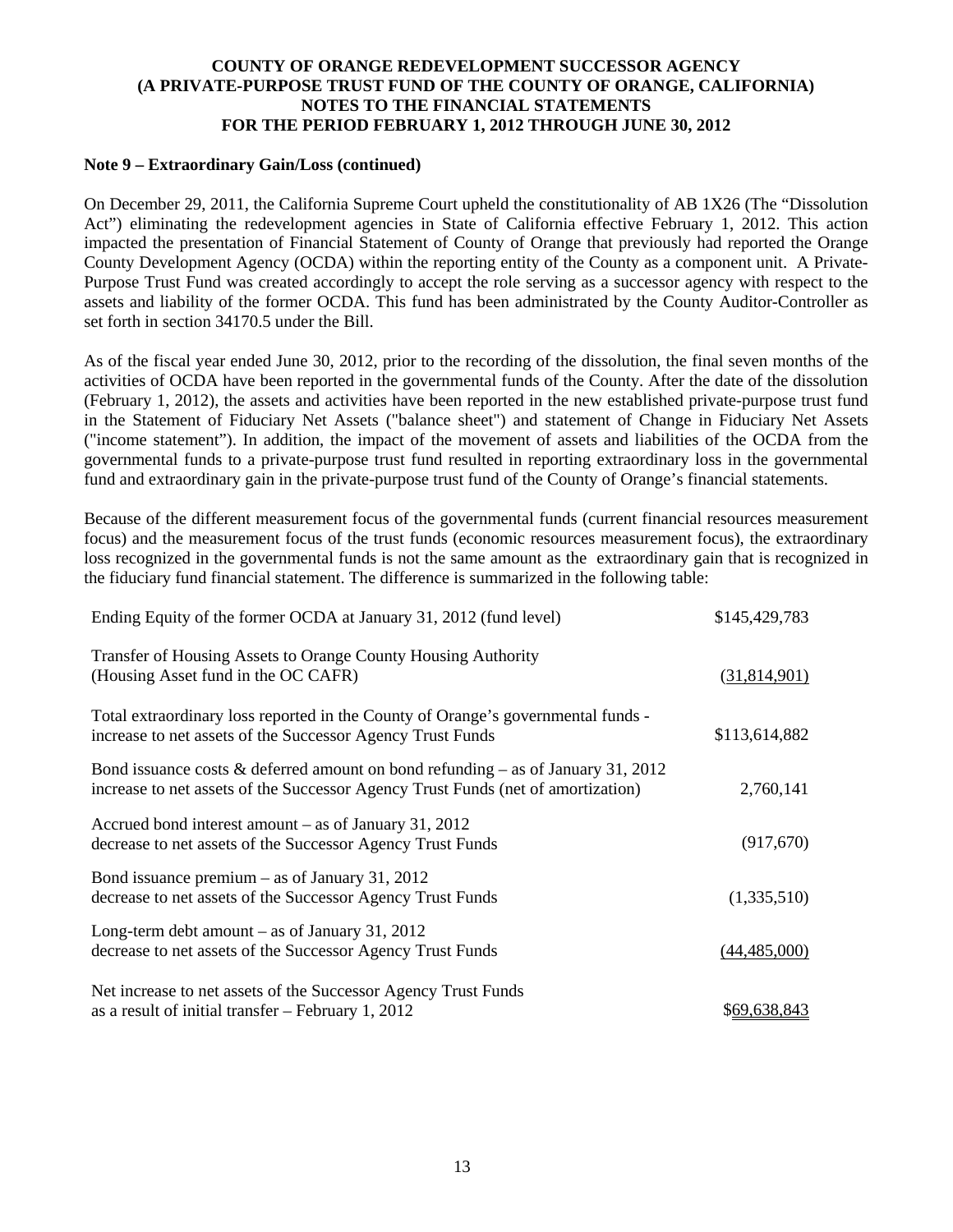**COUNTY OF ORANGE REDEVELOPMENT SUCCESSOR AGENCY**
**(A PRIVATE-PURPOSE TRUST FUND OF THE COUNTY OF ORANGE, CALIFORNIA)**
**NOTES TO THE FINANCIAL STATEMENTS**
**FOR THE PERIOD FEBRUARY 1, 2012 THROUGH JUNE 30, 2012**

**Note 9 – Extraordinary Gain/Loss (continued)**

On December 29, 2011, the California Supreme Court upheld the constitutionality of AB 1X26 (The "Dissolution Act") eliminating the redevelopment agencies in State of California effective February 1, 2012. This action impacted the presentation of Financial Statement of County of Orange that previously had reported the Orange County Development Agency (OCDA) within the reporting entity of the County as a component unit. A Private-Purpose Trust Fund was created accordingly to accept the role serving as a successor agency with respect to the assets and liability of the former OCDA. This fund has been administrated by the County Auditor-Controller as set forth in section 34170.5 under the Bill.

As of the fiscal year ended June 30, 2012, prior to the recording of the dissolution, the final seven months of the activities of OCDA have been reported in the governmental funds of the County. After the date of the dissolution (February 1, 2012), the assets and activities have been reported in the new established private-purpose trust fund in the Statement of Fiduciary Net Assets ("balance sheet") and statement of Change in Fiduciary Net Assets ("income statement"). In addition, the impact of the movement of assets and liabilities of the OCDA from the governmental funds to a private-purpose trust fund resulted in reporting extraordinary loss in the governmental fund and extraordinary gain in the private-purpose trust fund of the County of Orange's financial statements.

Because of the different measurement focus of the governmental funds (current financial resources measurement focus) and the measurement focus of the trust funds (economic resources measurement focus), the extraordinary loss recognized in the governmental funds is not the same amount as the extraordinary gain that is recognized in the fiduciary fund financial statement. The difference is summarized in the following table:

| Description | Amount |
|---|---|
| Ending Equity of the former OCDA at January 31, 2012 (fund level) | $145,429,783 |
| Transfer of Housing Assets to Orange County Housing Authority (Housing Asset fund in the OC CAFR) | (31,814,901) |
| Total extraordinary loss reported in the County of Orange's governmental funds - increase to net assets of the Successor Agency Trust Funds | $113,614,882 |
| Bond issuance costs & deferred amount on bond refunding – as of January 31, 2012 increase to net assets of the Successor Agency Trust Funds (net of amortization) | 2,760,141 |
| Accrued bond interest amount – as of January 31, 2012 decrease to net assets of the Successor Agency Trust Funds | (917,670) |
| Bond issuance premium – as of January 31, 2012 decrease to net assets of the Successor Agency Trust Funds | (1,335,510) |
| Long-term debt amount – as of January 31, 2012 decrease to net assets of the Successor Agency Trust Funds | (44,485,000) |
| Net increase to net assets of the Successor Agency Trust Funds as a result of initial transfer – February 1, 2012 | $69,638,843 |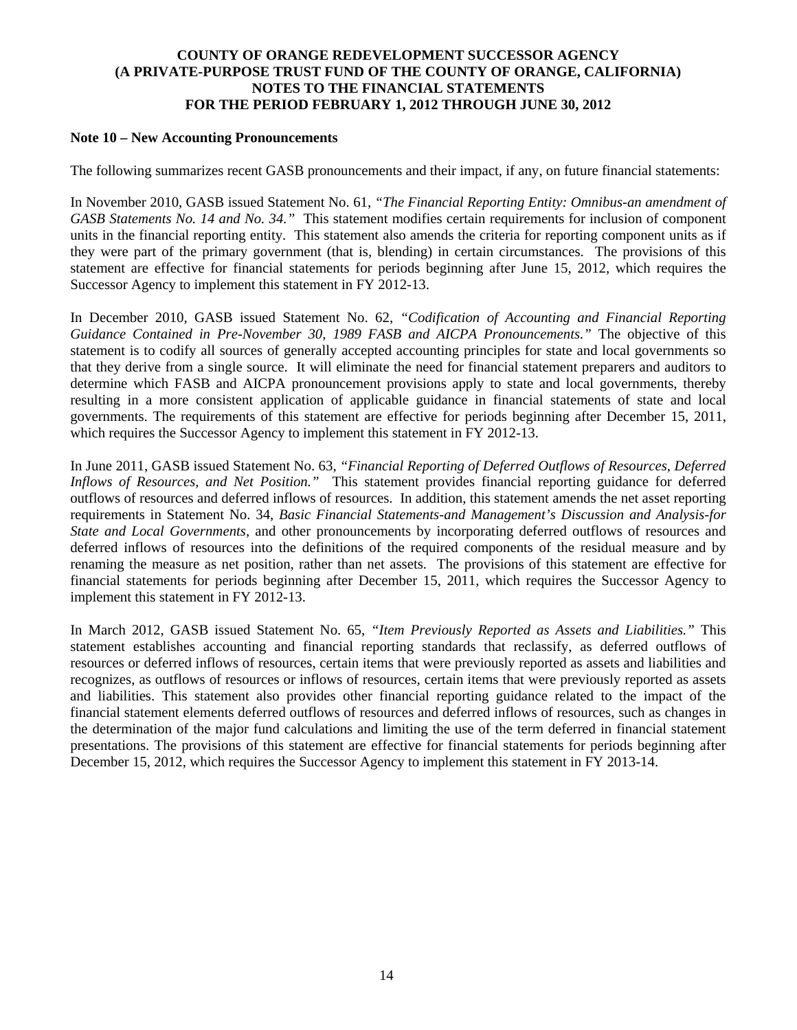**Note 10 – New Accounting Pronouncements**

The following summarizes recent GASB pronouncements and their impact, if any, on future financial statements:

In November 2010, GASB issued Statement No. 61, *"The Financial Reporting Entity: Omnibus-an amendment of GASB Statements No. 14 and No. 34."* This statement modifies certain requirements for inclusion of component units in the financial reporting entity. This statement also amends the criteria for reporting component units as if they were part of the primary government (that is, blending) in certain circumstances. The provisions of this statement are effective for financial statements for periods beginning after June 15, 2012, which requires the Successor Agency to implement this statement in FY 2012-13.

In December 2010, GASB issued Statement No. 62, *"Codification of Accounting and Financial Reporting Guidance Contained in Pre-November 30, 1989 FASB and AICPA Pronouncements."* The objective of this statement is to codify all sources of generally accepted accounting principles for state and local governments so that they derive from a single source. It will eliminate the need for financial statement preparers and auditors to determine which FASB and AICPA pronouncement provisions apply to state and local governments, thereby resulting in a more consistent application of applicable guidance in financial statements of state and local governments. The requirements of this statement are effective for periods beginning after December 15, 2011, which requires the Successor Agency to implement this statement in FY 2012-13.

In June 2011, GASB issued Statement No. 63, *"Financial Reporting of Deferred Outflows of Resources, Deferred Inflows of Resources, and Net Position."* This statement provides financial reporting guidance for deferred outflows of resources and deferred inflows of resources. In addition, this statement amends the net asset reporting requirements in Statement No. 34, *Basic Financial Statements-and Management's Discussion and Analysis-for State and Local Governments*, and other pronouncements by incorporating deferred outflows of resources and deferred inflows of resources into the definitions of the required components of the residual measure and by renaming the measure as net position, rather than net assets. The provisions of this statement are effective for financial statements for periods beginning after December 15, 2011, which requires the Successor Agency to implement this statement in FY 2012-13.

In March 2012, GASB issued Statement No. 65, *"Item Previously Reported as Assets and Liabilities."* This statement establishes accounting and financial reporting standards that reclassify, as deferred outflows of resources or deferred inflows of resources, certain items that were previously reported as assets and liabilities and recognizes, as outflows of resources or inflows of resources, certain items that were previously reported as assets and liabilities. This statement also provides other financial reporting guidance related to the impact of the financial statement elements deferred outflows of resources and deferred inflows of resources, such as changes in the determination of the major fund calculations and limiting the use of the term deferred in financial statement presentations. The provisions of this statement are effective for financial statements for periods beginning after December 15, 2012, which requires the Successor Agency to implement this statement in FY 2013-14.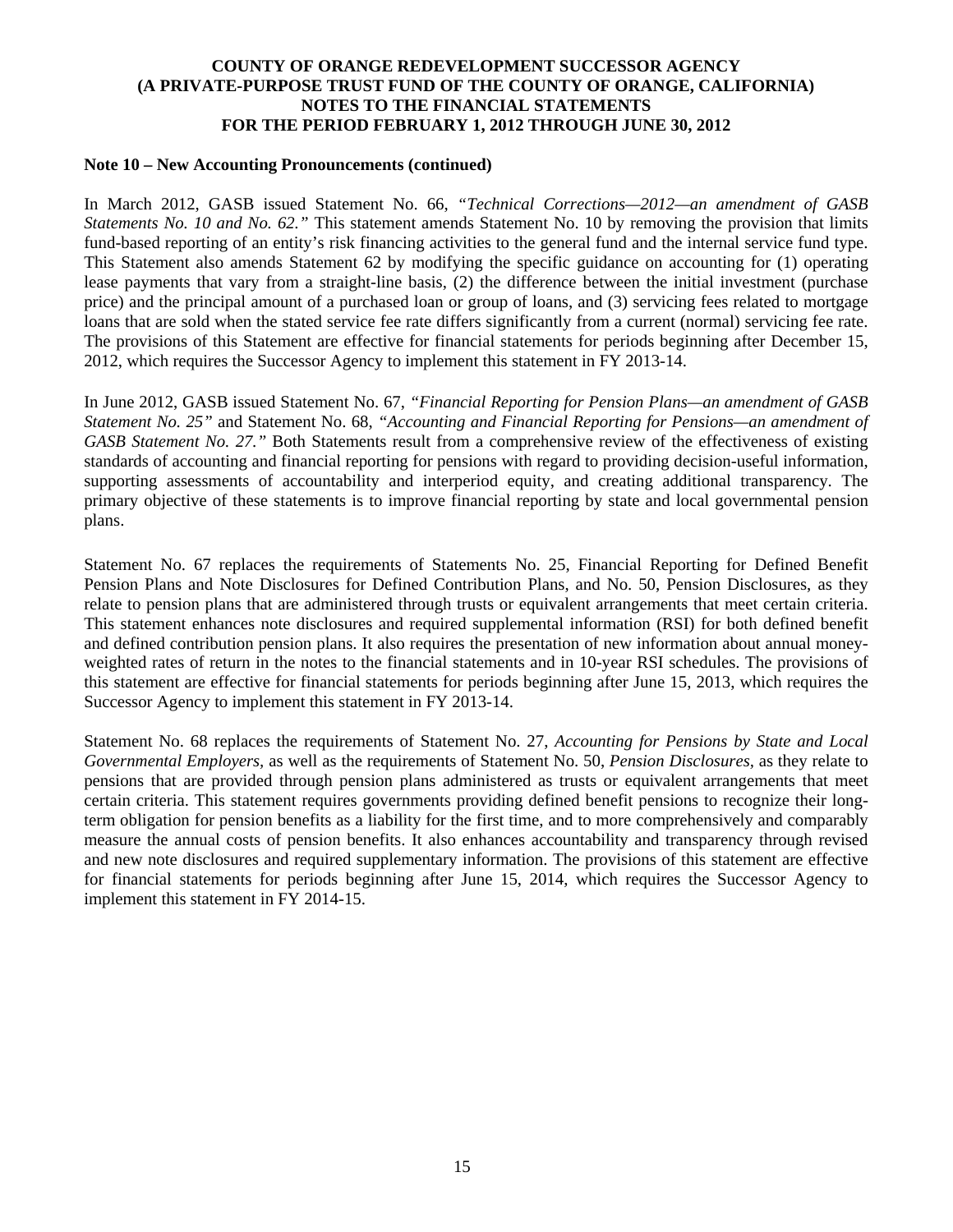**Note 10 – New Accounting Pronouncements (continued)**

In March 2012, GASB issued Statement No. 66, *"Technical Corrections—2012—an amendment of GASB Statements No. 10 and No. 62."* This statement amends Statement No. 10 by removing the provision that limits fund-based reporting of an entity's risk financing activities to the general fund and the internal service fund type. This Statement also amends Statement 62 by modifying the specific guidance on accounting for (1) operating lease payments that vary from a straight-line basis, (2) the difference between the initial investment (purchase price) and the principal amount of a purchased loan or group of loans, and (3) servicing fees related to mortgage loans that are sold when the stated service fee rate differs significantly from a current (normal) servicing fee rate. The provisions of this Statement are effective for financial statements for periods beginning after December 15, 2012, which requires the Successor Agency to implement this statement in FY 2013-14.

In June 2012, GASB issued Statement No. 67, *"Financial Reporting for Pension Plans—an amendment of GASB Statement No. 25"* and Statement No. 68, *"Accounting and Financial Reporting for Pensions—an amendment of GASB Statement No. 27."* Both Statements result from a comprehensive review of the effectiveness of existing standards of accounting and financial reporting for pensions with regard to providing decision-useful information, supporting assessments of accountability and interperiod equity, and creating additional transparency. The primary objective of these statements is to improve financial reporting by state and local governmental pension plans.

Statement No. 67 replaces the requirements of Statements No. 25, Financial Reporting for Defined Benefit Pension Plans and Note Disclosures for Defined Contribution Plans, and No. 50, Pension Disclosures, as they relate to pension plans that are administered through trusts or equivalent arrangements that meet certain criteria. This statement enhances note disclosures and required supplemental information (RSI) for both defined benefit and defined contribution pension plans. It also requires the presentation of new information about annual money-weighted rates of return in the notes to the financial statements and in 10-year RSI schedules. The provisions of this statement are effective for financial statements for periods beginning after June 15, 2013, which requires the Successor Agency to implement this statement in FY 2013-14.

Statement No. 68 replaces the requirements of Statement No. 27, *Accounting for Pensions by State and Local Governmental Employers*, as well as the requirements of Statement No. 50, *Pension Disclosures*, as they relate to pensions that are provided through pension plans administered as trusts or equivalent arrangements that meet certain criteria. This statement requires governments providing defined benefit pensions to recognize their long-term obligation for pension benefits as a liability for the first time, and to more comprehensively and comparably measure the annual costs of pension benefits. It also enhances accountability and transparency through revised and new note disclosures and required supplementary information. The provisions of this statement are effective for financial statements for periods beginning after June 15, 2014, which requires the Successor Agency to implement this statement in FY 2014-15.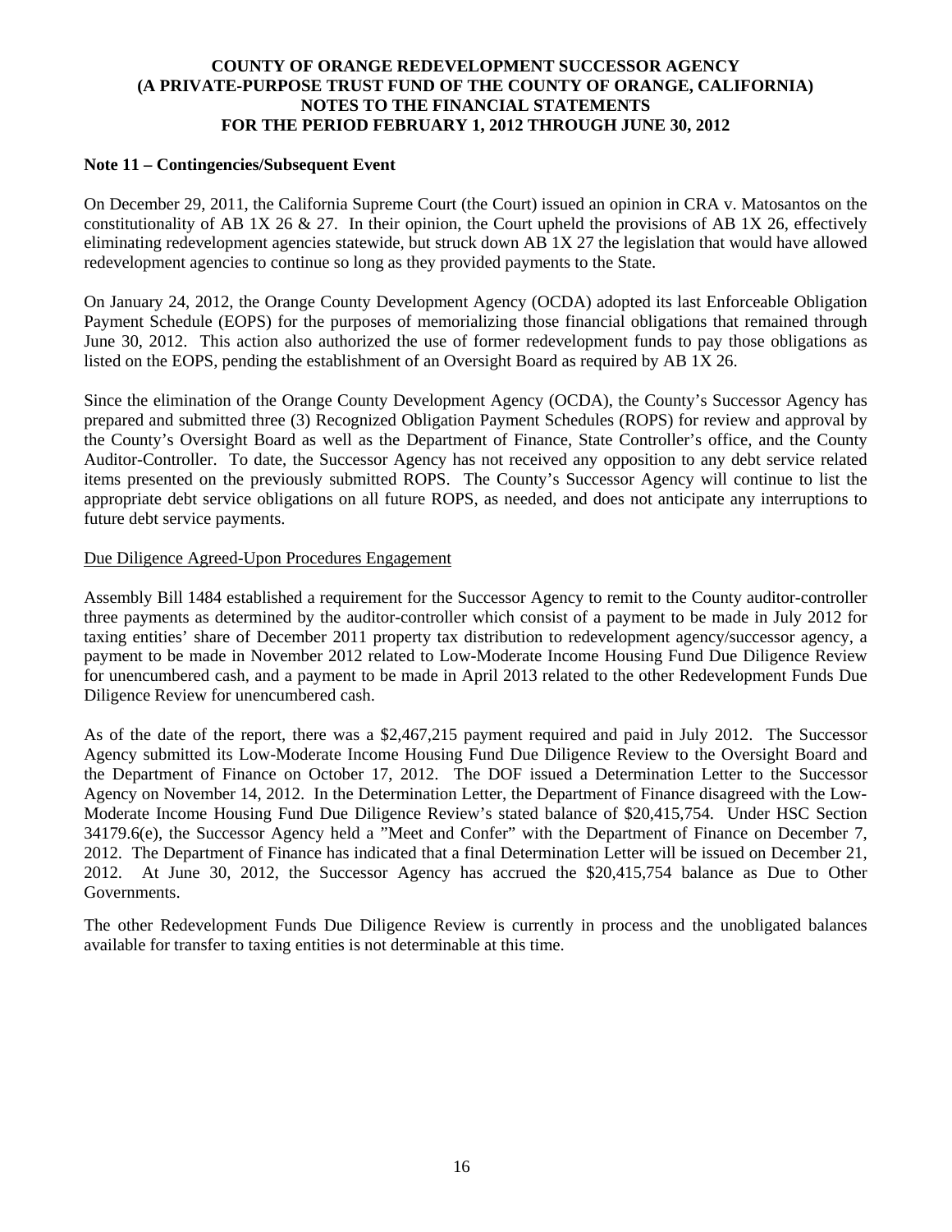**Note 11 – Contingencies/Subsequent Event**

On December 29, 2011, the California Supreme Court (the Court) issued an opinion in CRA v. Matosantos on the constitutionality of AB 1X 26 & 27. In their opinion, the Court upheld the provisions of AB 1X 26, effectively eliminating redevelopment agencies statewide, but struck down AB 1X 27 the legislation that would have allowed redevelopment agencies to continue so long as they provided payments to the State.

On January 24, 2012, the Orange County Development Agency (OCDA) adopted its last Enforceable Obligation Payment Schedule (EOPS) for the purposes of memorializing those financial obligations that remained through June 30, 2012. This action also authorized the use of former redevelopment funds to pay those obligations as listed on the EOPS, pending the establishment of an Oversight Board as required by AB 1X 26.

Since the elimination of the Orange County Development Agency (OCDA), the County's Successor Agency has prepared and submitted three (3) Recognized Obligation Payment Schedules (ROPS) for review and approval by the County's Oversight Board as well as the Department of Finance, State Controller's office, and the County Auditor-Controller. To date, the Successor Agency has not received any opposition to any debt service related items presented on the previously submitted ROPS. The County's Successor Agency will continue to list the appropriate debt service obligations on all future ROPS, as needed, and does not anticipate any interruptions to future debt service payments.

Due Diligence Agreed-Upon Procedures Engagement

Assembly Bill 1484 established a requirement for the Successor Agency to remit to the County auditor-controller three payments as determined by the auditor-controller which consist of a payment to be made in July 2012 for taxing entities' share of December 2011 property tax distribution to redevelopment agency/successor agency, a payment to be made in November 2012 related to Low-Moderate Income Housing Fund Due Diligence Review for unencumbered cash, and a payment to be made in April 2013 related to the other Redevelopment Funds Due Diligence Review for unencumbered cash.

As of the date of the report, there was a $2,467,215 payment required and paid in July 2012. The Successor Agency submitted its Low-Moderate Income Housing Fund Due Diligence Review to the Oversight Board and the Department of Finance on October 17, 2012. The DOF issued a Determination Letter to the Successor Agency on November 14, 2012. In the Determination Letter, the Department of Finance disagreed with the Low-Moderate Income Housing Fund Due Diligence Review's stated balance of $20,415,754. Under HSC Section 34179.6(e), the Successor Agency held a "Meet and Confer" with the Department of Finance on December 7, 2012. The Department of Finance has indicated that a final Determination Letter will be issued on December 21, 2012. At June 30, 2012, the Successor Agency has accrued the $20,415,754 balance as Due to Other Governments.

The other Redevelopment Funds Due Diligence Review is currently in process and the unobligated balances available for transfer to taxing entities is not determinable at this time.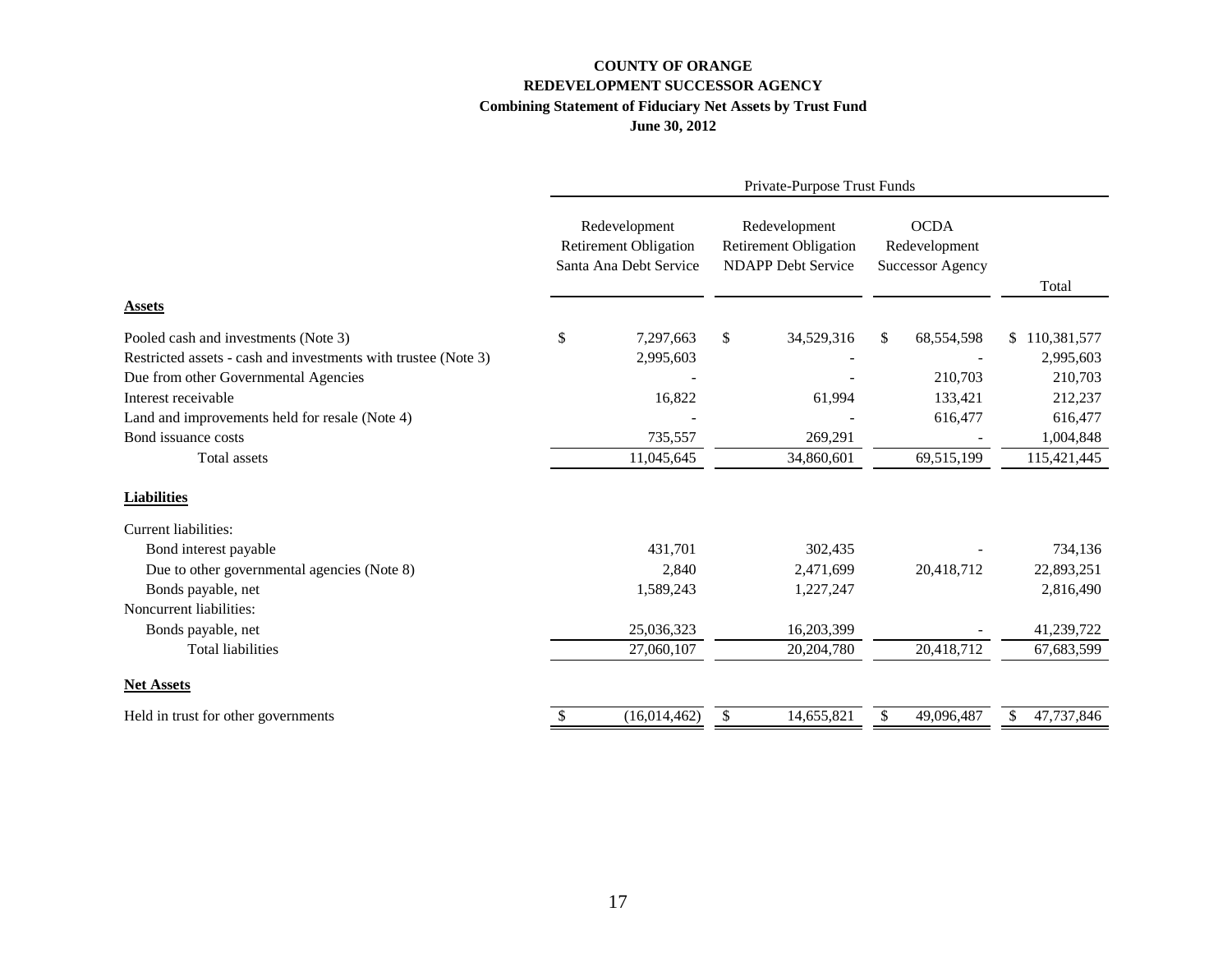**COUNTY OF ORANGE**
**REDEVELOPMENT SUCCESSOR AGENCY**
**Combining Statement of Fiduciary Net Assets by Trust Fund**
**June 30, 2012**

| | Private-Purpose Trust Funds | | | |
|---|---|---|---|---|
| | Redevelopment Retirement Obligation Santa Ana Debt Service | Redevelopment Retirement Obligation NDAPP Debt Service | OCDA Redevelopment Successor Agency | Total |
| **Assets** | | | | |
| Pooled cash and investments (Note 3) | $ 7,297,663 | $ 34,529,316 | $ 68,554,598 | $ 110,381,577 |
| Restricted assets - cash and investments with trustee (Note 3) | 2,995,603 | - | - | 2,995,603 |
| Due from other Governmental Agencies | - | - | 210,703 | 210,703 |
| Interest receivable | 16,822 | 61,994 | 133,421 | 212,237 |
| Land and improvements held for resale (Note 4) | - | - | 616,477 | 616,477 |
| Bond issuance costs | 735,557 | 269,291 | - | 1,004,848 |
| Total assets | 11,045,645 | 34,860,601 | 69,515,199 | 115,421,445 |
| **Liabilities** | | | | |
| Current liabilities: | | | | |
| Bond interest payable | 431,701 | 302,435 | - | 734,136 |
| Due to other governmental agencies (Note 8) | 2,840 | 2,471,699 | 20,418,712 | 22,893,251 |
| Bonds payable, net | 1,589,243 | 1,227,247 | | 2,816,490 |
| Noncurrent liabilities: | | | | |
| Bonds payable, net | 25,036,323 | 16,203,399 | - | 41,239,722 |
| Total liabilities | 27,060,107 | 20,204,780 | 20,418,712 | 67,683,599 |
| **Net Assets** | | | | |
| Held in trust for other governments | $ (16,014,462) | $ 14,655,821 | $ 49,096,487 | $ 47,737,846 |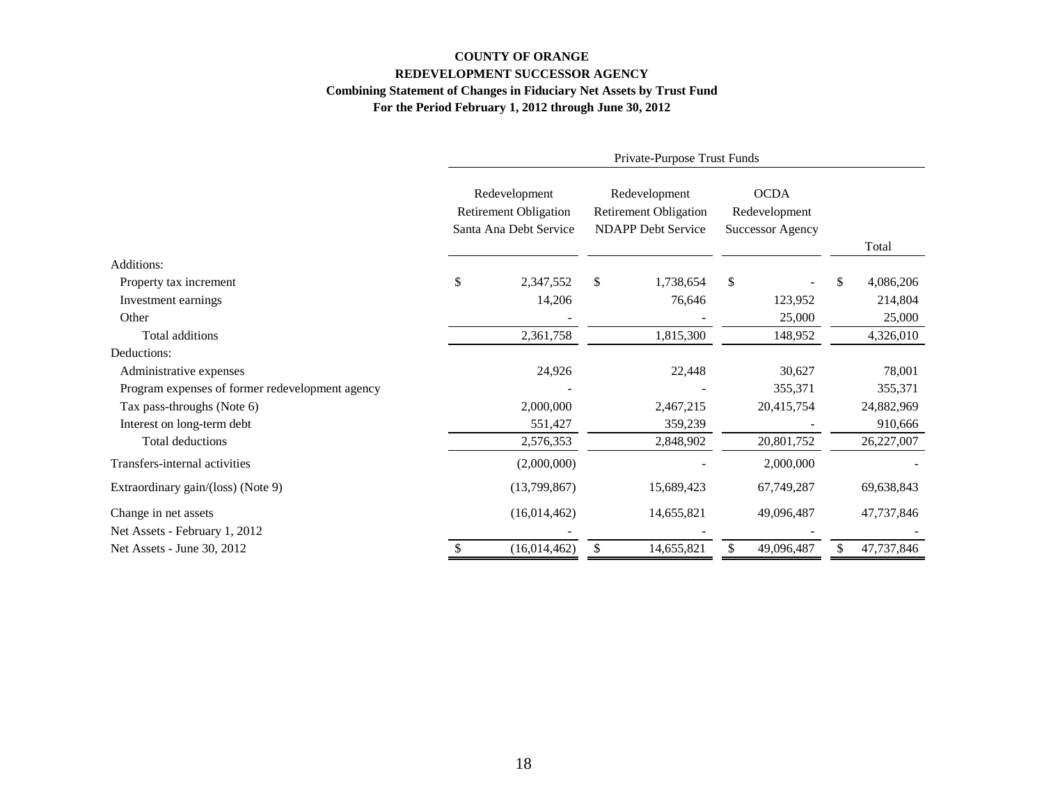**COUNTY OF ORANGE**

**REDEVELOPMENT SUCCESSOR AGENCY**

**Combining Statement of Changes in Fiduciary Net Assets by Trust Fund**

**For the Period February 1, 2012 through June 30, 2012**

| | Private-Purpose Trust Funds | | | |
|---|---|---|---|---|
| | Redevelopment Retirement Obligation Santa Ana Debt Service | Redevelopment Retirement Obligation NDAPP Debt Service | OCDA Redevelopment Successor Agency | Total |
| Additions: | | | | |
| Property tax increment | $ 2,347,552 | $ 1,738,654 | $ - | $ 4,086,206 |
| Investment earnings | 14,206 | 76,646 | 123,952 | 214,804 |
| Other | - | - | 25,000 | 25,000 |
| Total additions | 2,361,758 | 1,815,300 | 148,952 | 4,326,010 |
| Deductions: | | | | |
| Administrative expenses | 24,926 | 22,448 | 30,627 | 78,001 |
| Program expenses of former redevelopment agency | - | - | 355,371 | 355,371 |
| Tax pass-throughs (Note 6) | 2,000,000 | 2,467,215 | 20,415,754 | 24,882,969 |
| Interest on long-term debt | 551,427 | 359,239 | - | 910,666 |
| Total deductions | 2,576,353 | 2,848,902 | 20,801,752 | 26,227,007 |
| Transfers-internal activities | (2,000,000) | - | 2,000,000 | - |
| Extraordinary gain/(loss) (Note 9) | (13,799,867) | 15,689,423 | 67,749,287 | 69,638,843 |
| Change in net assets | (16,014,462) | 14,655,821 | 49,096,487 | 47,737,846 |
| Net Assets - February 1, 2012 | - | - | - | - |
| Net Assets - June 30, 2012 | $ (16,014,462) | $ 14,655,821 | $ 49,096,487 | $ 47,737,846 |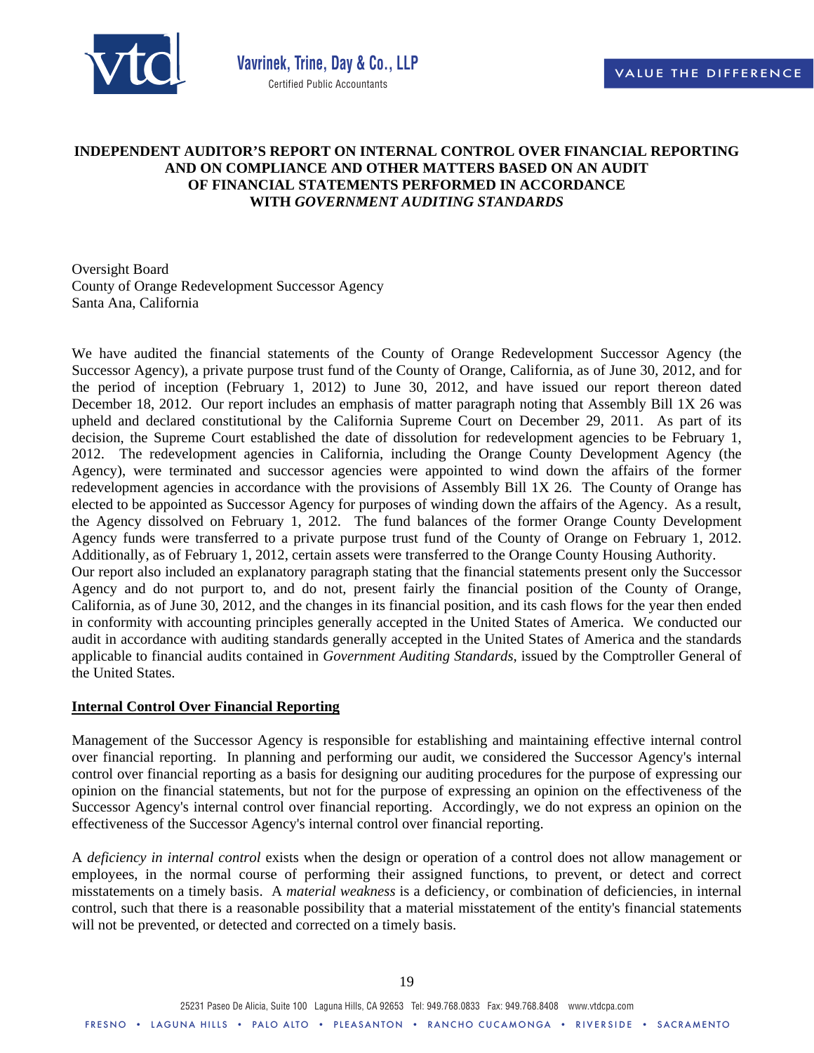# INDEPENDENT AUDITOR'S REPORT ON INTERNAL CONTROL OVER FINANCIAL REPORTING AND ON COMPLIANCE AND OTHER MATTERS BASED ON AN AUDIT OF FINANCIAL STATEMENTS PERFORMED IN ACCORDANCE WITH *GOVERNMENT AUDITING STANDARDS*

Oversight Board
County of Orange Redevelopment Successor Agency
Santa Ana, California

We have audited the financial statements of the County of Orange Redevelopment Successor Agency (the Successor Agency), a private purpose trust fund of the County of Orange, California, as of June 30, 2012, and for the period of inception (February 1, 2012) to June 30, 2012, and have issued our report thereon dated December 18, 2012. Our report includes an emphasis of matter paragraph noting that Assembly Bill 1X 26 was upheld and declared constitutional by the California Supreme Court on December 29, 2011. As part of its decision, the Supreme Court established the date of dissolution for redevelopment agencies to be February 1, 2012. The redevelopment agencies in California, including the Orange County Development Agency (the Agency), were terminated and successor agencies were appointed to wind down the affairs of the former redevelopment agencies in accordance with the provisions of Assembly Bill 1X 26. The County of Orange has elected to be appointed as Successor Agency for purposes of winding down the affairs of the Agency. As a result, the Agency dissolved on February 1, 2012. The fund balances of the former Orange County Development Agency funds were transferred to a private purpose trust fund of the County of Orange on February 1, 2012. Additionally, as of February 1, 2012, certain assets were transferred to the Orange County Housing Authority.
Our report also included an explanatory paragraph stating that the financial statements present only the Successor Agency and do not purport to, and do not, present fairly the financial position of the County of Orange, California, as of June 30, 2012, and the changes in its financial position, and its cash flows for the year then ended in conformity with accounting principles generally accepted in the United States of America. We conducted our audit in accordance with auditing standards generally accepted in the United States of America and the standards applicable to financial audits contained in *Government Auditing Standards*, issued by the Comptroller General of the United States.

## Internal Control Over Financial Reporting

Management of the Successor Agency is responsible for establishing and maintaining effective internal control over financial reporting. In planning and performing our audit, we considered the Successor Agency's internal control over financial reporting as a basis for designing our auditing procedures for the purpose of expressing our opinion on the financial statements, but not for the purpose of expressing an opinion on the effectiveness of the Successor Agency's internal control over financial reporting. Accordingly, we do not express an opinion on the effectiveness of the Successor Agency's internal control over financial reporting.

A *deficiency in internal control* exists when the design or operation of a control does not allow management or employees, in the normal course of performing their assigned functions, to prevent, or detect and correct misstatements on a timely basis. A *material weakness* is a deficiency, or combination of deficiencies, in internal control, such that there is a reasonable possibility that a material misstatement of the entity's financial statements will not be prevented, or detected and corrected on a timely basis.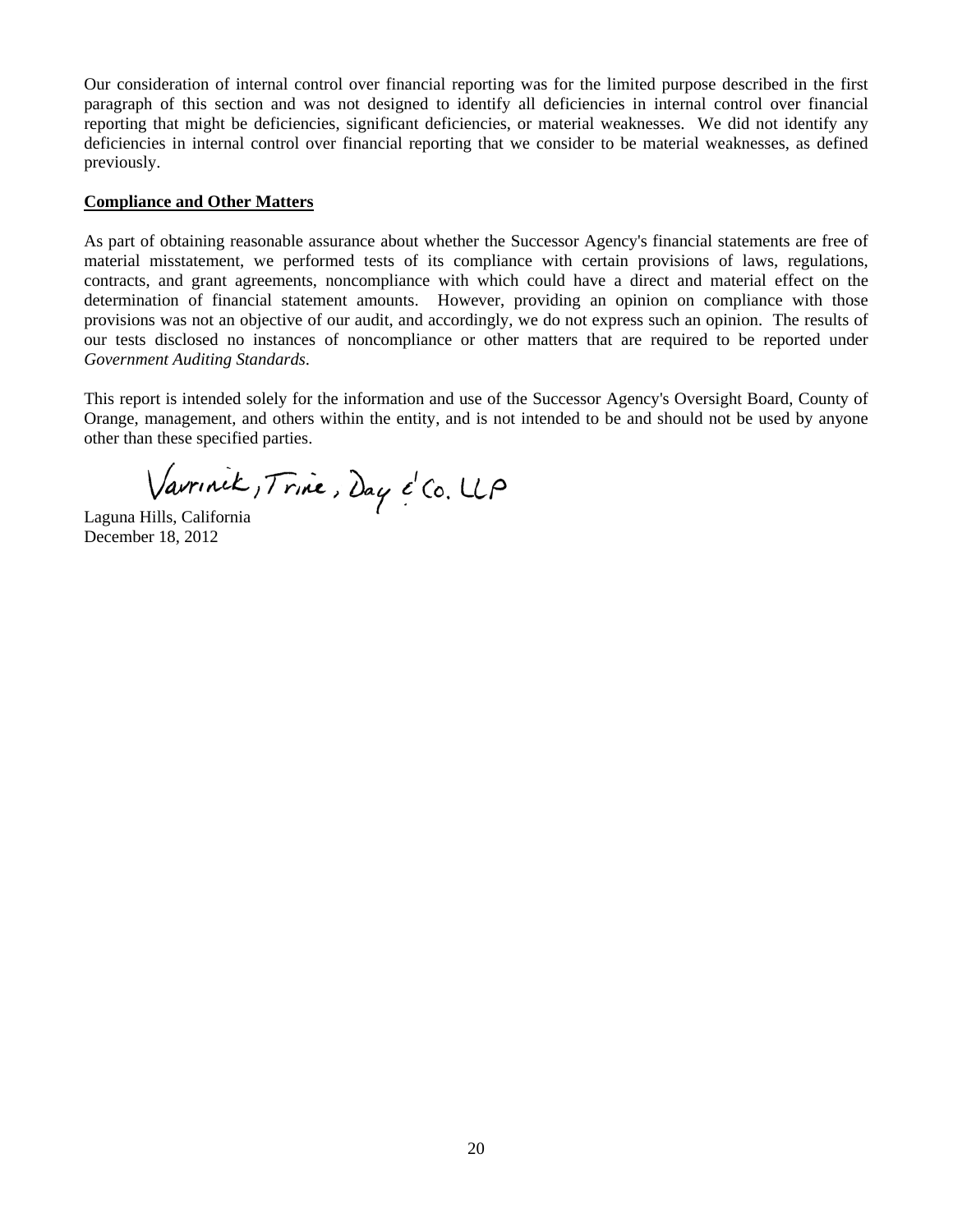Our consideration of internal control over financial reporting was for the limited purpose described in the first paragraph of this section and was not designed to identify all deficiencies in internal control over financial reporting that might be deficiencies, significant deficiencies, or material weaknesses. We did not identify any deficiencies in internal control over financial reporting that we consider to be material weaknesses, as defined previously.

**Compliance and Other Matters**

As part of obtaining reasonable assurance about whether the Successor Agency's financial statements are free of material misstatement, we performed tests of its compliance with certain provisions of laws, regulations, contracts, and grant agreements, noncompliance with which could have a direct and material effect on the determination of financial statement amounts. However, providing an opinion on compliance with those provisions was not an objective of our audit, and accordingly, we do not express such an opinion. The results of our tests disclosed no instances of noncompliance or other matters that are required to be reported under *Government Auditing Standards*.

This report is intended solely for the information and use of the Successor Agency's Oversight Board, County of Orange, management, and others within the entity, and is not intended to be and should not be used by anyone other than these specified parties.

Vavrinek, Trine, Day & Co. LLP

Laguna Hills, California
December 18, 2012